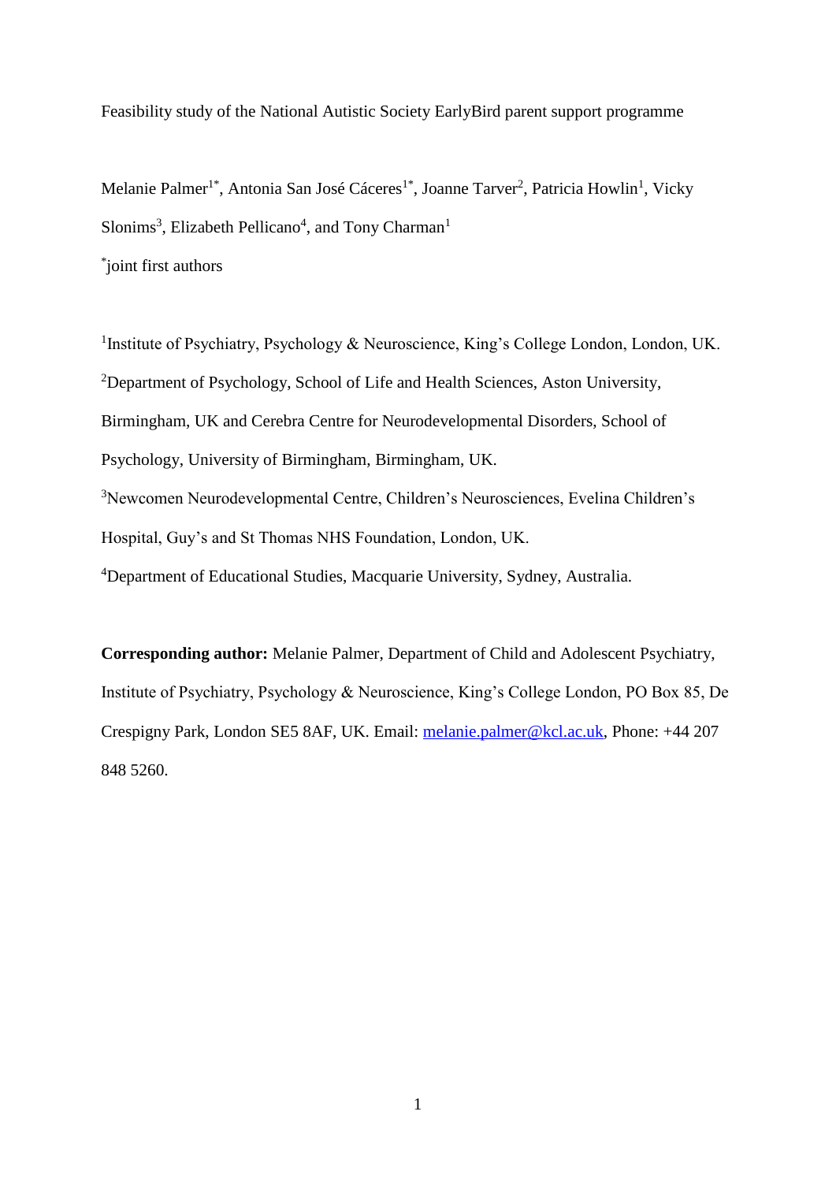# Feasibility study of the National Autistic Society EarlyBird parent support programme

Melanie Palmer[1*], Antonia San José Cáceres[1*], Joanne Tarver[2], Patricia Howlin[1], Vicky Slonims[3], Elizabeth Pellicano[4], and Tony Charman[1]

[*]joint first authors

[1]Institute of Psychiatry, Psychology & Neuroscience, King's College London, London, UK.

[2]Department of Psychology, School of Life and Health Sciences, Aston University, Birmingham, UK and Cerebra Centre for Neurodevelopmental Disorders, School of Psychology, University of Birmingham, Birmingham, UK.

[3]Newcomen Neurodevelopmental Centre, Children's Neurosciences, Evelina Children's Hospital, Guy's and St Thomas NHS Foundation, London, UK.

[4]Department of Educational Studies, Macquarie University, Sydney, Australia.

**Corresponding author:** Melanie Palmer, Department of Child and Adolescent Psychiatry, Institute of Psychiatry, Psychology & Neuroscience, King's College London, PO Box 85, De Crespigny Park, London SE5 8AF, UK. Email: melanie.palmer@kcl.ac.uk, Phone: +44 207 848 5260.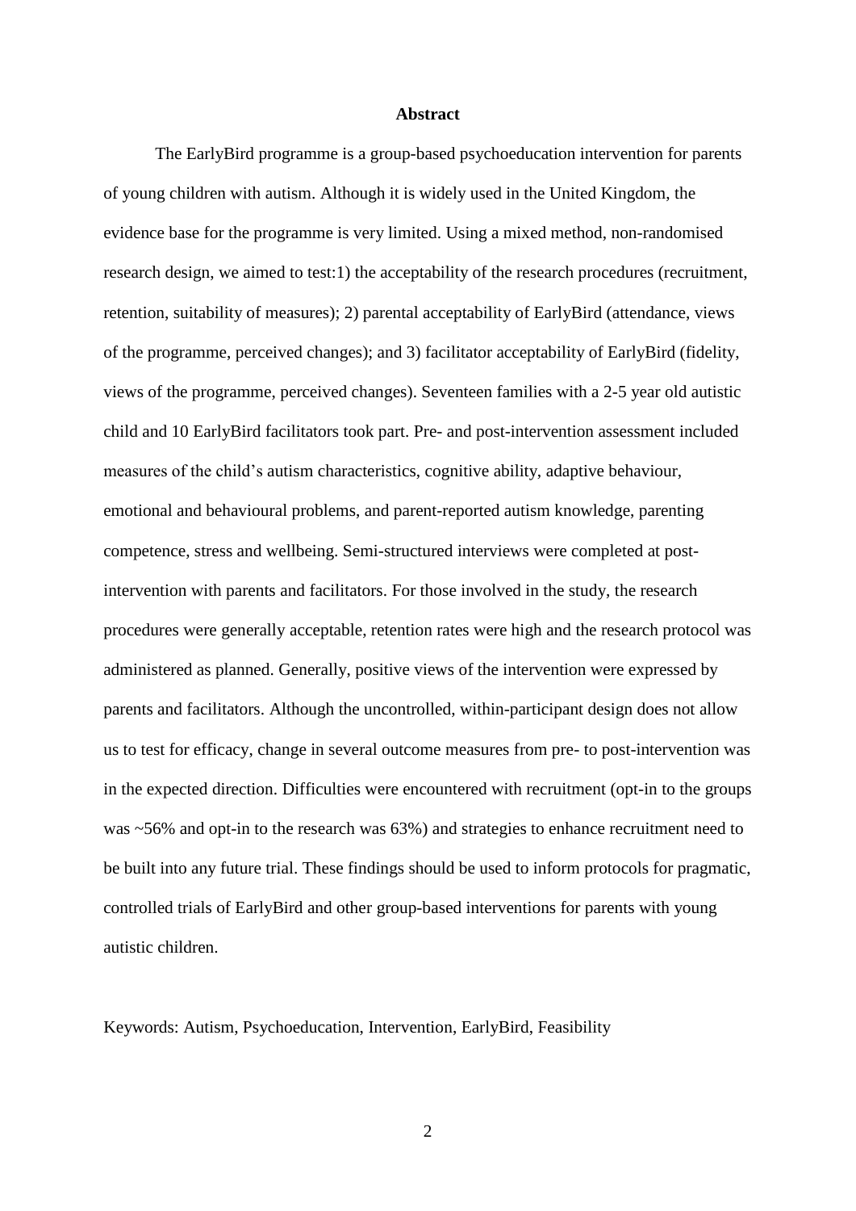## Abstract

The EarlyBird programme is a group-based psychoeducation intervention for parents of young children with autism. Although it is widely used in the United Kingdom, the evidence base for the programme is very limited. Using a mixed method, non-randomised research design, we aimed to test:1) the acceptability of the research procedures (recruitment, retention, suitability of measures); 2) parental acceptability of EarlyBird (attendance, views of the programme, perceived changes); and 3) facilitator acceptability of EarlyBird (fidelity, views of the programme, perceived changes). Seventeen families with a 2-5 year old autistic child and 10 EarlyBird facilitators took part. Pre- and post-intervention assessment included measures of the child's autism characteristics, cognitive ability, adaptive behaviour, emotional and behavioural problems, and parent-reported autism knowledge, parenting competence, stress and wellbeing. Semi-structured interviews were completed at post-intervention with parents and facilitators. For those involved in the study, the research procedures were generally acceptable, retention rates were high and the research protocol was administered as planned. Generally, positive views of the intervention were expressed by parents and facilitators. Although the uncontrolled, within-participant design does not allow us to test for efficacy, change in several outcome measures from pre- to post-intervention was in the expected direction. Difficulties were encountered with recruitment (opt-in to the groups was ~56% and opt-in to the research was 63%) and strategies to enhance recruitment need to be built into any future trial. These findings should be used to inform protocols for pragmatic, controlled trials of EarlyBird and other group-based interventions for parents with young autistic children.

Keywords: Autism, Psychoeducation, Intervention, EarlyBird, Feasibility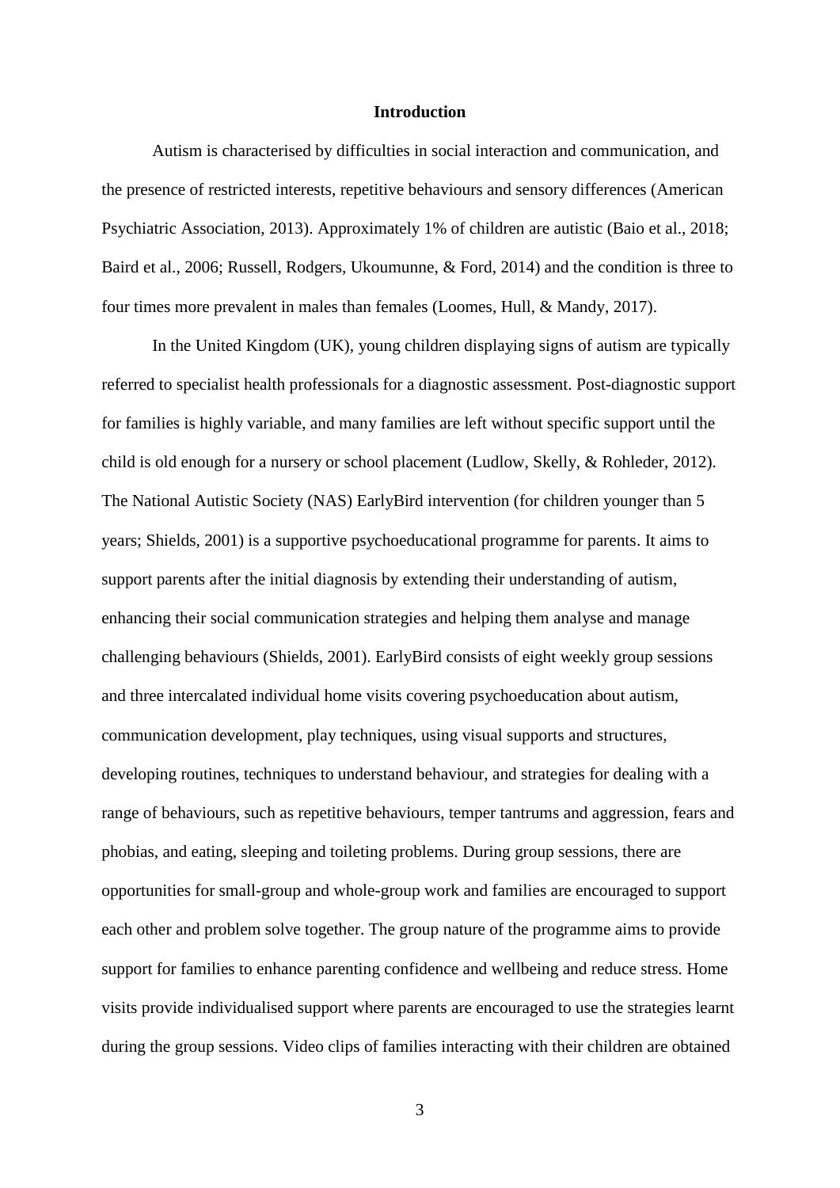# Introduction

Autism is characterised by difficulties in social interaction and communication, and the presence of restricted interests, repetitive behaviours and sensory differences (American Psychiatric Association, 2013). Approximately 1% of children are autistic (Baio et al., 2018; Baird et al., 2006; Russell, Rodgers, Ukoumunne, & Ford, 2014) and the condition is three to four times more prevalent in males than females (Loomes, Hull, & Mandy, 2017).

In the United Kingdom (UK), young children displaying signs of autism are typically referred to specialist health professionals for a diagnostic assessment. Post-diagnostic support for families is highly variable, and many families are left without specific support until the child is old enough for a nursery or school placement (Ludlow, Skelly, & Rohleder, 2012). The National Autistic Society (NAS) EarlyBird intervention (for children younger than 5 years; Shields, 2001) is a supportive psychoeducational programme for parents. It aims to support parents after the initial diagnosis by extending their understanding of autism, enhancing their social communication strategies and helping them analyse and manage challenging behaviours (Shields, 2001). EarlyBird consists of eight weekly group sessions and three intercalated individual home visits covering psychoeducation about autism, communication development, play techniques, using visual supports and structures, developing routines, techniques to understand behaviour, and strategies for dealing with a range of behaviours, such as repetitive behaviours, temper tantrums and aggression, fears and phobias, and eating, sleeping and toileting problems. During group sessions, there are opportunities for small-group and whole-group work and families are encouraged to support each other and problem solve together. The group nature of the programme aims to provide support for families to enhance parenting confidence and wellbeing and reduce stress. Home visits provide individualised support where parents are encouraged to use the strategies learnt during the group sessions. Video clips of families interacting with their children are obtained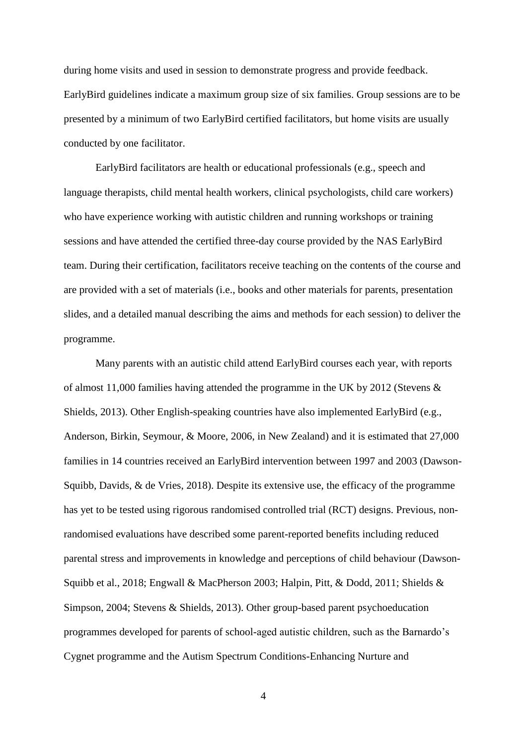during home visits and used in session to demonstrate progress and provide feedback. EarlyBird guidelines indicate a maximum group size of six families. Group sessions are to be presented by a minimum of two EarlyBird certified facilitators, but home visits are usually conducted by one facilitator.

EarlyBird facilitators are health or educational professionals (e.g., speech and language therapists, child mental health workers, clinical psychologists, child care workers) who have experience working with autistic children and running workshops or training sessions and have attended the certified three-day course provided by the NAS EarlyBird team. During their certification, facilitators receive teaching on the contents of the course and are provided with a set of materials (i.e., books and other materials for parents, presentation slides, and a detailed manual describing the aims and methods for each session) to deliver the programme.

Many parents with an autistic child attend EarlyBird courses each year, with reports of almost 11,000 families having attended the programme in the UK by 2012 (Stevens & Shields, 2013). Other English-speaking countries have also implemented EarlyBird (e.g., Anderson, Birkin, Seymour, & Moore, 2006, in New Zealand) and it is estimated that 27,000 families in 14 countries received an EarlyBird intervention between 1997 and 2003 (Dawson-Squibb, Davids, & de Vries, 2018). Despite its extensive use, the efficacy of the programme has yet to be tested using rigorous randomised controlled trial (RCT) designs. Previous, non-randomised evaluations have described some parent-reported benefits including reduced parental stress and improvements in knowledge and perceptions of child behaviour (Dawson-Squibb et al., 2018; Engwall & MacPherson 2003; Halpin, Pitt, & Dodd, 2011; Shields & Simpson, 2004; Stevens & Shields, 2013). Other group-based parent psychoeducation programmes developed for parents of school-aged autistic children, such as the Barnardo's Cygnet programme and the Autism Spectrum Conditions-Enhancing Nurture and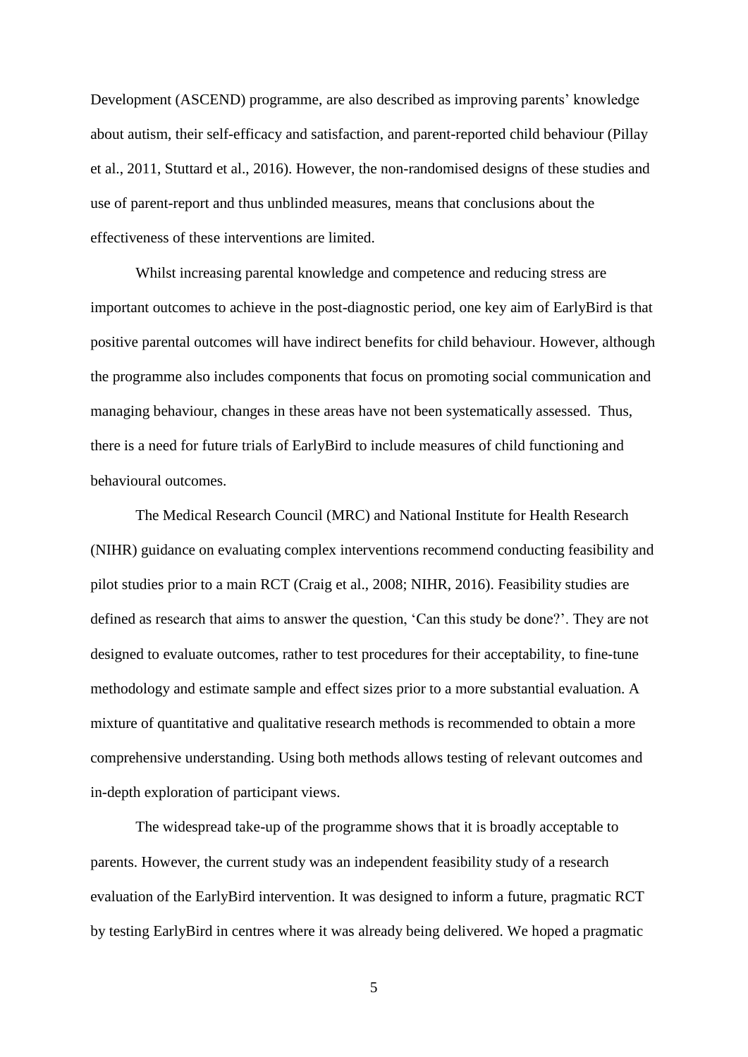Development (ASCEND) programme, are also described as improving parents' knowledge about autism, their self-efficacy and satisfaction, and parent-reported child behaviour (Pillay et al., 2011, Stuttard et al., 2016). However, the non-randomised designs of these studies and use of parent-report and thus unblinded measures, means that conclusions about the effectiveness of these interventions are limited.

Whilst increasing parental knowledge and competence and reducing stress are important outcomes to achieve in the post-diagnostic period, one key aim of EarlyBird is that positive parental outcomes will have indirect benefits for child behaviour. However, although the programme also includes components that focus on promoting social communication and managing behaviour, changes in these areas have not been systematically assessed. Thus, there is a need for future trials of EarlyBird to include measures of child functioning and behavioural outcomes.

The Medical Research Council (MRC) and National Institute for Health Research (NIHR) guidance on evaluating complex interventions recommend conducting feasibility and pilot studies prior to a main RCT (Craig et al., 2008; NIHR, 2016). Feasibility studies are defined as research that aims to answer the question, 'Can this study be done?'. They are not designed to evaluate outcomes, rather to test procedures for their acceptability, to fine-tune methodology and estimate sample and effect sizes prior to a more substantial evaluation. A mixture of quantitative and qualitative research methods is recommended to obtain a more comprehensive understanding. Using both methods allows testing of relevant outcomes and in-depth exploration of participant views.

The widespread take-up of the programme shows that it is broadly acceptable to parents. However, the current study was an independent feasibility study of a research evaluation of the EarlyBird intervention. It was designed to inform a future, pragmatic RCT by testing EarlyBird in centres where it was already being delivered. We hoped a pragmatic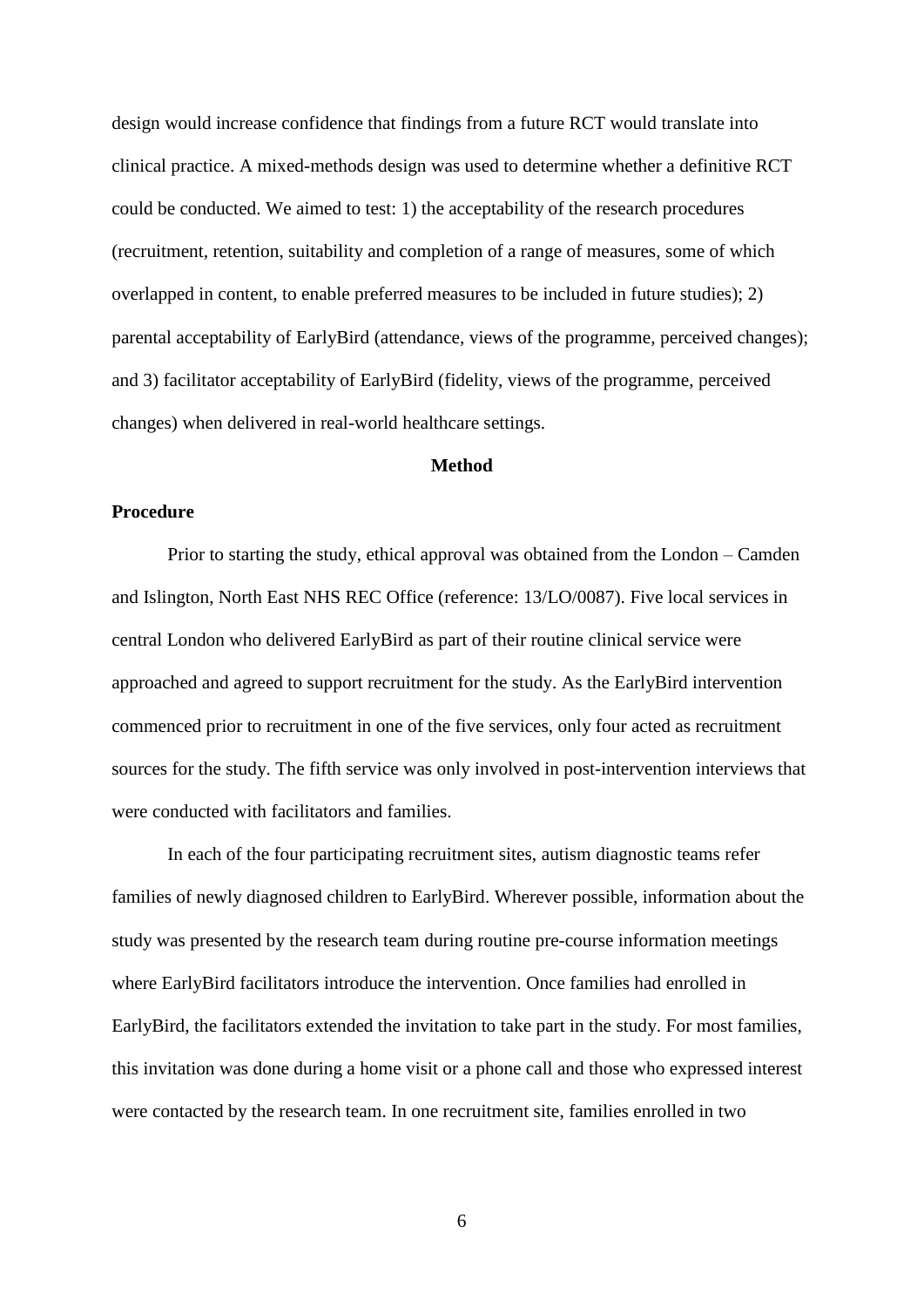design would increase confidence that findings from a future RCT would translate into clinical practice. A mixed-methods design was used to determine whether a definitive RCT could be conducted. We aimed to test: 1) the acceptability of the research procedures (recruitment, retention, suitability and completion of a range of measures, some of which overlapped in content, to enable preferred measures to be included in future studies); 2) parental acceptability of EarlyBird (attendance, views of the programme, perceived changes); and 3) facilitator acceptability of EarlyBird (fidelity, views of the programme, perceived changes) when delivered in real-world healthcare settings.

# Method

## Procedure

Prior to starting the study, ethical approval was obtained from the London – Camden and Islington, North East NHS REC Office (reference: 13/LO/0087). Five local services in central London who delivered EarlyBird as part of their routine clinical service were approached and agreed to support recruitment for the study. As the EarlyBird intervention commenced prior to recruitment in one of the five services, only four acted as recruitment sources for the study. The fifth service was only involved in post-intervention interviews that were conducted with facilitators and families.

In each of the four participating recruitment sites, autism diagnostic teams refer families of newly diagnosed children to EarlyBird. Wherever possible, information about the study was presented by the research team during routine pre-course information meetings where EarlyBird facilitators introduce the intervention. Once families had enrolled in EarlyBird, the facilitators extended the invitation to take part in the study. For most families, this invitation was done during a home visit or a phone call and those who expressed interest were contacted by the research team. In one recruitment site, families enrolled in two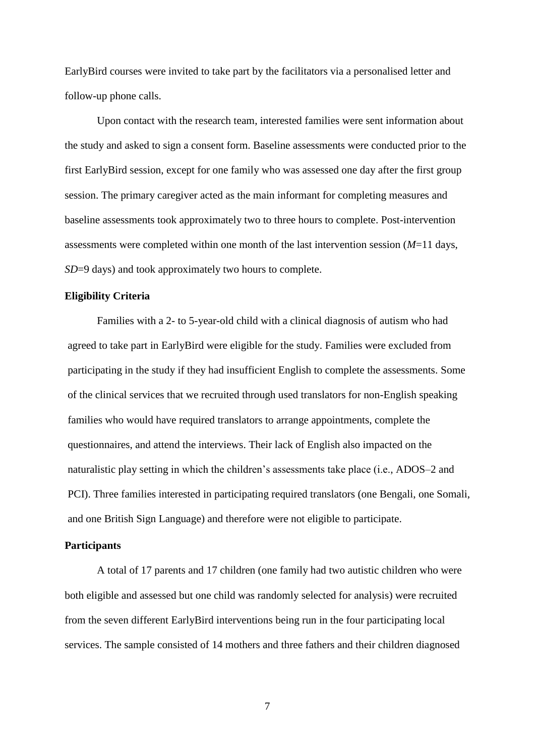EarlyBird courses were invited to take part by the facilitators via a personalised letter and follow-up phone calls.

Upon contact with the research team, interested families were sent information about the study and asked to sign a consent form. Baseline assessments were conducted prior to the first EarlyBird session, except for one family who was assessed one day after the first group session. The primary caregiver acted as the main informant for completing measures and baseline assessments took approximately two to three hours to complete. Post-intervention assessments were completed within one month of the last intervention session (*M*=11 days, *SD*=9 days) and took approximately two hours to complete.

**Eligibility Criteria**

Families with a 2- to 5-year-old child with a clinical diagnosis of autism who had agreed to take part in EarlyBird were eligible for the study. Families were excluded from participating in the study if they had insufficient English to complete the assessments. Some of the clinical services that we recruited through used translators for non-English speaking families who would have required translators to arrange appointments, complete the questionnaires, and attend the interviews. Their lack of English also impacted on the naturalistic play setting in which the children's assessments take place (i.e., ADOS–2 and PCI). Three families interested in participating required translators (one Bengali, one Somali, and one British Sign Language) and therefore were not eligible to participate.

**Participants**

A total of 17 parents and 17 children (one family had two autistic children who were both eligible and assessed but one child was randomly selected for analysis) were recruited from the seven different EarlyBird interventions being run in the four participating local services. The sample consisted of 14 mothers and three fathers and their children diagnosed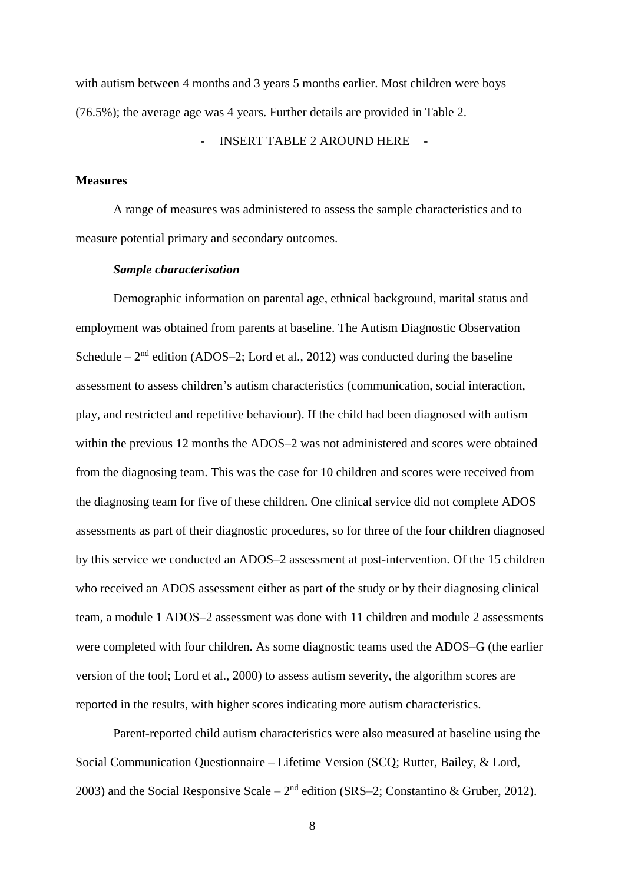with autism between 4 months and 3 years 5 months earlier. Most children were boys (76.5%); the average age was 4 years. Further details are provided in Table 2.

- INSERT TABLE 2 AROUND HERE -

## Measures

A range of measures was administered to assess the sample characteristics and to measure potential primary and secondary outcomes.

### *Sample characterisation*

Demographic information on parental age, ethnical background, marital status and employment was obtained from parents at baseline. The Autism Diagnostic Observation Schedule – 2nd edition (ADOS–2; Lord et al., 2012) was conducted during the baseline assessment to assess children's autism characteristics (communication, social interaction, play, and restricted and repetitive behaviour). If the child had been diagnosed with autism within the previous 12 months the ADOS–2 was not administered and scores were obtained from the diagnosing team. This was the case for 10 children and scores were received from the diagnosing team for five of these children. One clinical service did not complete ADOS assessments as part of their diagnostic procedures, so for three of the four children diagnosed by this service we conducted an ADOS–2 assessment at post-intervention. Of the 15 children who received an ADOS assessment either as part of the study or by their diagnosing clinical team, a module 1 ADOS–2 assessment was done with 11 children and module 2 assessments were completed with four children. As some diagnostic teams used the ADOS–G (the earlier version of the tool; Lord et al., 2000) to assess autism severity, the algorithm scores are reported in the results, with higher scores indicating more autism characteristics.

Parent-reported child autism characteristics were also measured at baseline using the Social Communication Questionnaire – Lifetime Version (SCQ; Rutter, Bailey, & Lord, 2003) and the Social Responsive Scale – 2nd edition (SRS–2; Constantino & Gruber, 2012).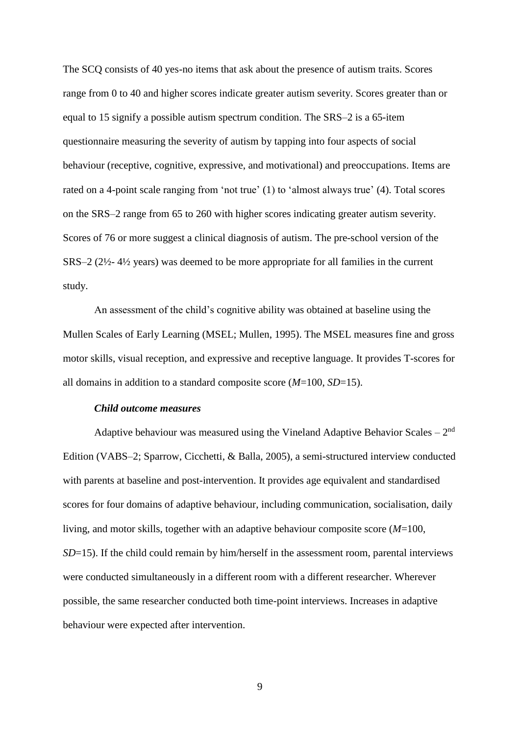The SCQ consists of 40 yes-no items that ask about the presence of autism traits. Scores range from 0 to 40 and higher scores indicate greater autism severity. Scores greater than or equal to 15 signify a possible autism spectrum condition. The SRS–2 is a 65-item questionnaire measuring the severity of autism by tapping into four aspects of social behaviour (receptive, cognitive, expressive, and motivational) and preoccupations. Items are rated on a 4-point scale ranging from 'not true' (1) to 'almost always true' (4). Total scores on the SRS–2 range from 65 to 260 with higher scores indicating greater autism severity. Scores of 76 or more suggest a clinical diagnosis of autism. The pre-school version of the SRS–2 (2½- 4½ years) was deemed to be more appropriate for all families in the current study.

An assessment of the child's cognitive ability was obtained at baseline using the Mullen Scales of Early Learning (MSEL; Mullen, 1995). The MSEL measures fine and gross motor skills, visual reception, and expressive and receptive language. It provides T-scores for all domains in addition to a standard composite score (*M*=100, *SD*=15).

### *Child outcome measures*

Adaptive behaviour was measured using the Vineland Adaptive Behavior Scales – 2nd Edition (VABS–2; Sparrow, Cicchetti, & Balla, 2005), a semi-structured interview conducted with parents at baseline and post-intervention. It provides age equivalent and standardised scores for four domains of adaptive behaviour, including communication, socialisation, daily living, and motor skills, together with an adaptive behaviour composite score (*M*=100, *SD*=15). If the child could remain by him/herself in the assessment room, parental interviews were conducted simultaneously in a different room with a different researcher. Wherever possible, the same researcher conducted both time-point interviews. Increases in adaptive behaviour were expected after intervention.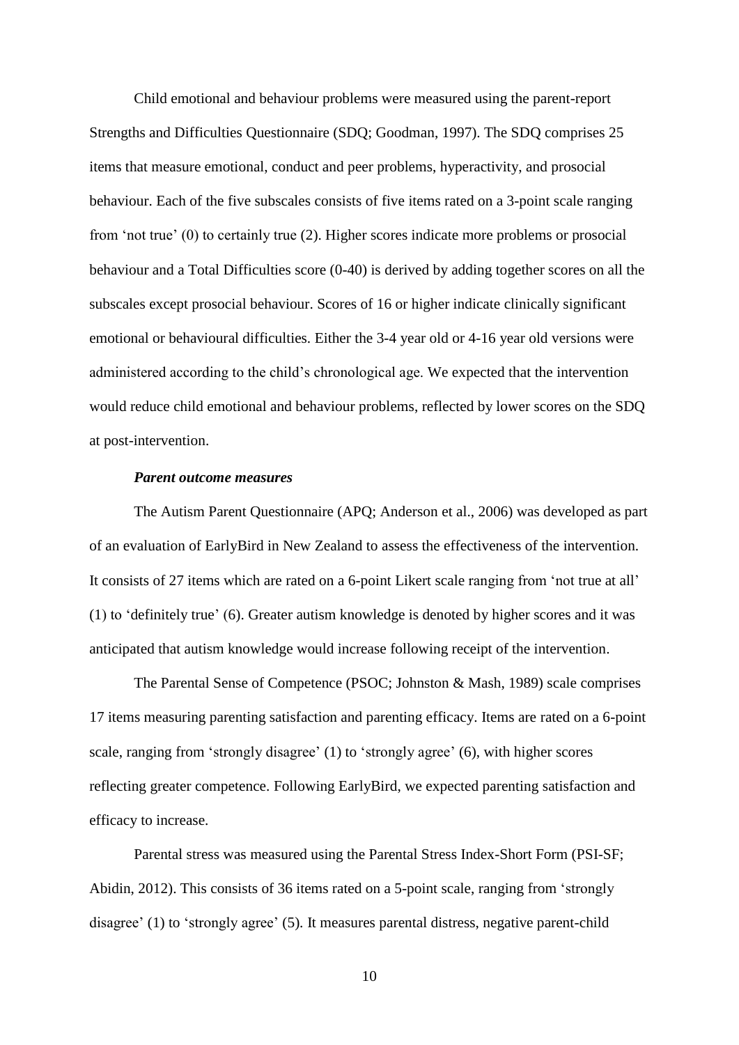Child emotional and behaviour problems were measured using the parent-report Strengths and Difficulties Questionnaire (SDQ; Goodman, 1997). The SDQ comprises 25 items that measure emotional, conduct and peer problems, hyperactivity, and prosocial behaviour. Each of the five subscales consists of five items rated on a 3-point scale ranging from 'not true' (0) to certainly true (2). Higher scores indicate more problems or prosocial behaviour and a Total Difficulties score (0-40) is derived by adding together scores on all the subscales except prosocial behaviour. Scores of 16 or higher indicate clinically significant emotional or behavioural difficulties. Either the 3-4 year old or 4-16 year old versions were administered according to the child's chronological age. We expected that the intervention would reduce child emotional and behaviour problems, reflected by lower scores on the SDQ at post-intervention.

***Parent outcome measures***

The Autism Parent Questionnaire (APQ; Anderson et al., 2006) was developed as part of an evaluation of EarlyBird in New Zealand to assess the effectiveness of the intervention. It consists of 27 items which are rated on a 6-point Likert scale ranging from 'not true at all' (1) to 'definitely true' (6). Greater autism knowledge is denoted by higher scores and it was anticipated that autism knowledge would increase following receipt of the intervention.

The Parental Sense of Competence (PSOC; Johnston & Mash, 1989) scale comprises 17 items measuring parenting satisfaction and parenting efficacy. Items are rated on a 6-point scale, ranging from 'strongly disagree' (1) to 'strongly agree' (6), with higher scores reflecting greater competence. Following EarlyBird, we expected parenting satisfaction and efficacy to increase.

Parental stress was measured using the Parental Stress Index-Short Form (PSI-SF; Abidin, 2012). This consists of 36 items rated on a 5-point scale, ranging from 'strongly disagree' (1) to 'strongly agree' (5). It measures parental distress, negative parent-child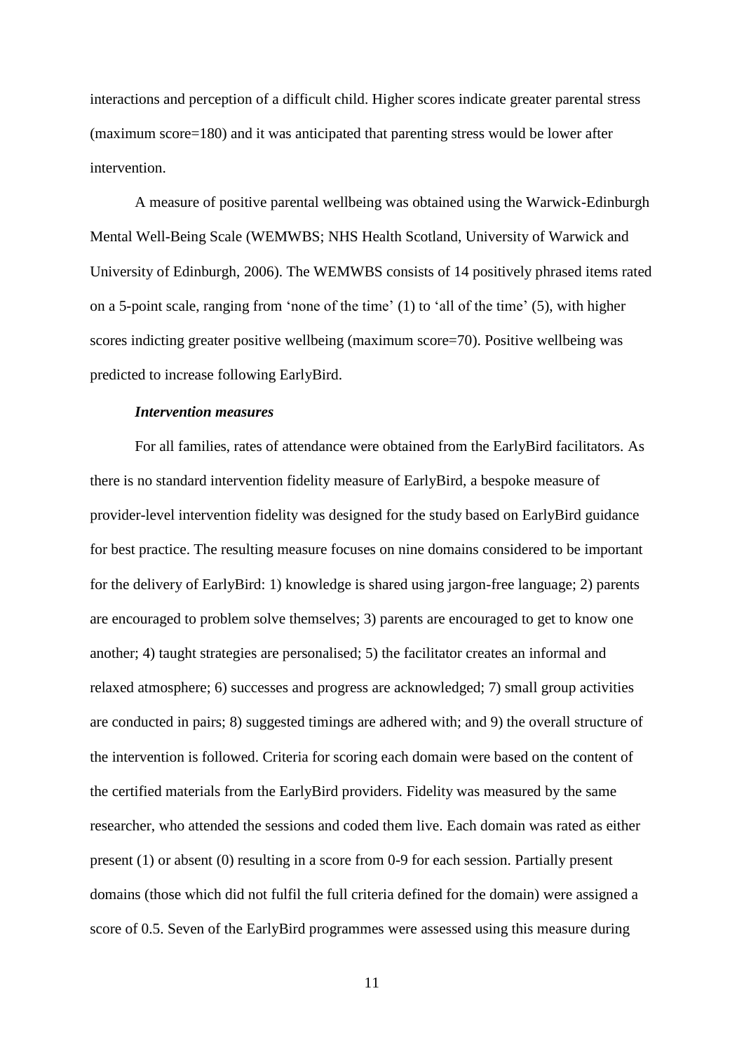interactions and perception of a difficult child. Higher scores indicate greater parental stress (maximum score=180) and it was anticipated that parenting stress would be lower after intervention.

A measure of positive parental wellbeing was obtained using the Warwick-Edinburgh Mental Well-Being Scale (WEMWBS; NHS Health Scotland, University of Warwick and University of Edinburgh, 2006). The WEMWBS consists of 14 positively phrased items rated on a 5-point scale, ranging from 'none of the time' (1) to 'all of the time' (5), with higher scores indicting greater positive wellbeing (maximum score=70). Positive wellbeing was predicted to increase following EarlyBird.

***Intervention measures***

For all families, rates of attendance were obtained from the EarlyBird facilitators. As there is no standard intervention fidelity measure of EarlyBird, a bespoke measure of provider-level intervention fidelity was designed for the study based on EarlyBird guidance for best practice. The resulting measure focuses on nine domains considered to be important for the delivery of EarlyBird: 1) knowledge is shared using jargon-free language; 2) parents are encouraged to problem solve themselves; 3) parents are encouraged to get to know one another; 4) taught strategies are personalised; 5) the facilitator creates an informal and relaxed atmosphere; 6) successes and progress are acknowledged; 7) small group activities are conducted in pairs; 8) suggested timings are adhered with; and 9) the overall structure of the intervention is followed. Criteria for scoring each domain were based on the content of the certified materials from the EarlyBird providers. Fidelity was measured by the same researcher, who attended the sessions and coded them live. Each domain was rated as either present (1) or absent (0) resulting in a score from 0-9 for each session. Partially present domains (those which did not fulfil the full criteria defined for the domain) were assigned a score of 0.5. Seven of the EarlyBird programmes were assessed using this measure during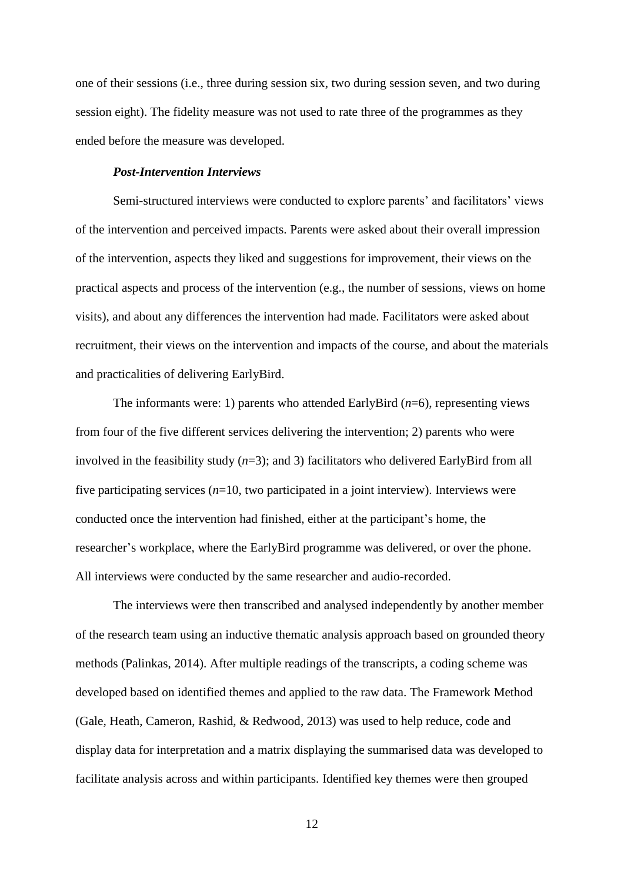one of their sessions (i.e., three during session six, two during session seven, and two during session eight). The fidelity measure was not used to rate three of the programmes as they ended before the measure was developed.

### *Post-Intervention Interviews*

Semi-structured interviews were conducted to explore parents' and facilitators' views of the intervention and perceived impacts. Parents were asked about their overall impression of the intervention, aspects they liked and suggestions for improvement, their views on the practical aspects and process of the intervention (e.g., the number of sessions, views on home visits), and about any differences the intervention had made. Facilitators were asked about recruitment, their views on the intervention and impacts of the course, and about the materials and practicalities of delivering EarlyBird.

The informants were: 1) parents who attended EarlyBird (*n*=6), representing views from four of the five different services delivering the intervention; 2) parents who were involved in the feasibility study (*n*=3); and 3) facilitators who delivered EarlyBird from all five participating services (*n*=10, two participated in a joint interview). Interviews were conducted once the intervention had finished, either at the participant's home, the researcher's workplace, where the EarlyBird programme was delivered, or over the phone. All interviews were conducted by the same researcher and audio-recorded.

The interviews were then transcribed and analysed independently by another member of the research team using an inductive thematic analysis approach based on grounded theory methods (Palinkas, 2014). After multiple readings of the transcripts, a coding scheme was developed based on identified themes and applied to the raw data. The Framework Method (Gale, Heath, Cameron, Rashid, & Redwood, 2013) was used to help reduce, code and display data for interpretation and a matrix displaying the summarised data was developed to facilitate analysis across and within participants. Identified key themes were then grouped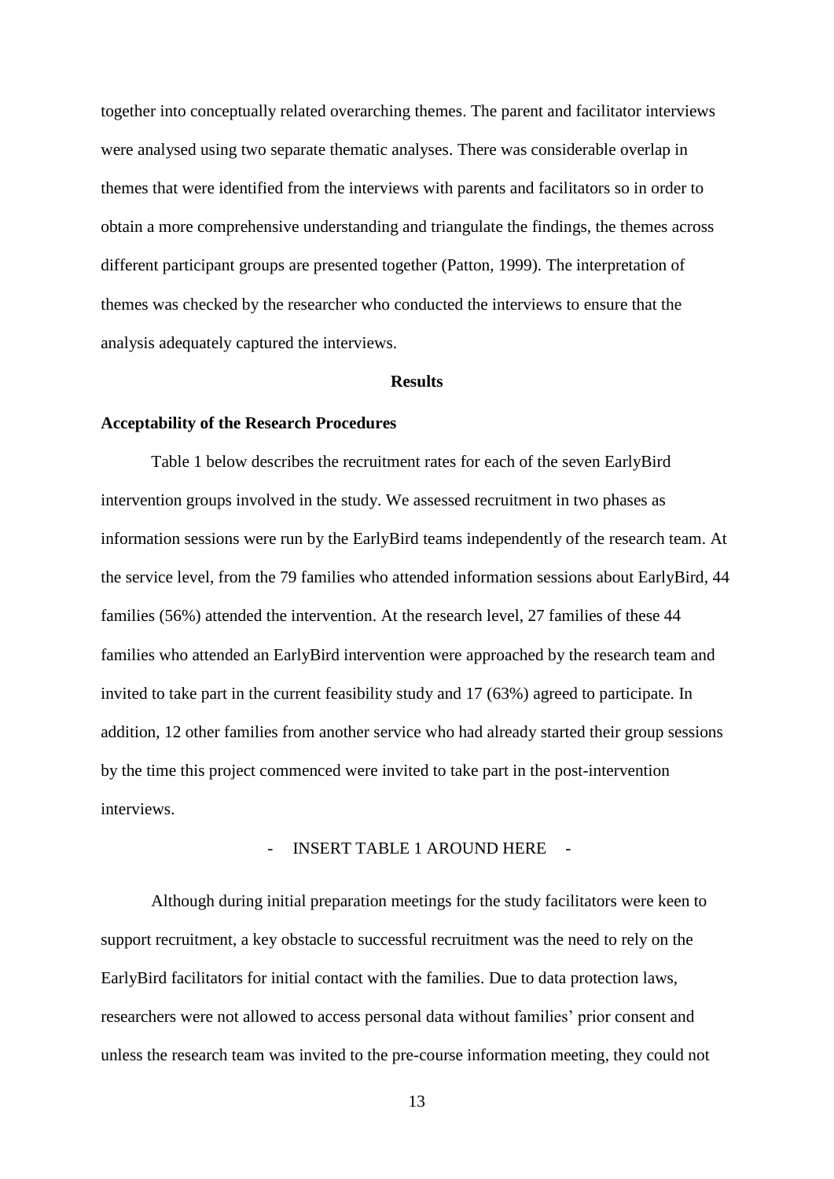together into conceptually related overarching themes. The parent and facilitator interviews were analysed using two separate thematic analyses. There was considerable overlap in themes that were identified from the interviews with parents and facilitators so in order to obtain a more comprehensive understanding and triangulate the findings, the themes across different participant groups are presented together (Patton, 1999). The interpretation of themes was checked by the researcher who conducted the interviews to ensure that the analysis adequately captured the interviews.

## Results

### Acceptability of the Research Procedures

Table 1 below describes the recruitment rates for each of the seven EarlyBird intervention groups involved in the study. We assessed recruitment in two phases as information sessions were run by the EarlyBird teams independently of the research team. At the service level, from the 79 families who attended information sessions about EarlyBird, 44 families (56%) attended the intervention. At the research level, 27 families of these 44 families who attended an EarlyBird intervention were approached by the research team and invited to take part in the current feasibility study and 17 (63%) agreed to participate. In addition, 12 other families from another service who had already started their group sessions by the time this project commenced were invited to take part in the post-intervention interviews.

- INSERT TABLE 1 AROUND HERE -

Although during initial preparation meetings for the study facilitators were keen to support recruitment, a key obstacle to successful recruitment was the need to rely on the EarlyBird facilitators for initial contact with the families. Due to data protection laws, researchers were not allowed to access personal data without families' prior consent and unless the research team was invited to the pre-course information meeting, they could not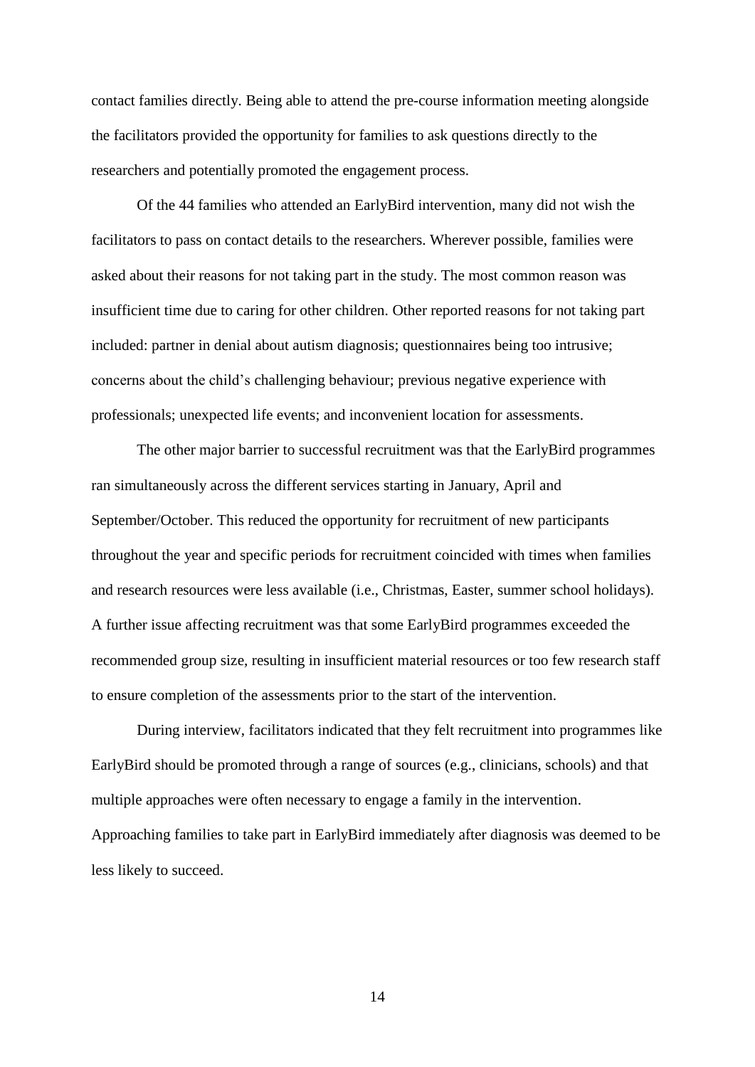contact families directly. Being able to attend the pre-course information meeting alongside the facilitators provided the opportunity for families to ask questions directly to the researchers and potentially promoted the engagement process.

Of the 44 families who attended an EarlyBird intervention, many did not wish the facilitators to pass on contact details to the researchers. Wherever possible, families were asked about their reasons for not taking part in the study. The most common reason was insufficient time due to caring for other children. Other reported reasons for not taking part included: partner in denial about autism diagnosis; questionnaires being too intrusive; concerns about the child's challenging behaviour; previous negative experience with professionals; unexpected life events; and inconvenient location for assessments.

The other major barrier to successful recruitment was that the EarlyBird programmes ran simultaneously across the different services starting in January, April and September/October. This reduced the opportunity for recruitment of new participants throughout the year and specific periods for recruitment coincided with times when families and research resources were less available (i.e., Christmas, Easter, summer school holidays). A further issue affecting recruitment was that some EarlyBird programmes exceeded the recommended group size, resulting in insufficient material resources or too few research staff to ensure completion of the assessments prior to the start of the intervention.

During interview, facilitators indicated that they felt recruitment into programmes like EarlyBird should be promoted through a range of sources (e.g., clinicians, schools) and that multiple approaches were often necessary to engage a family in the intervention. Approaching families to take part in EarlyBird immediately after diagnosis was deemed to be less likely to succeed.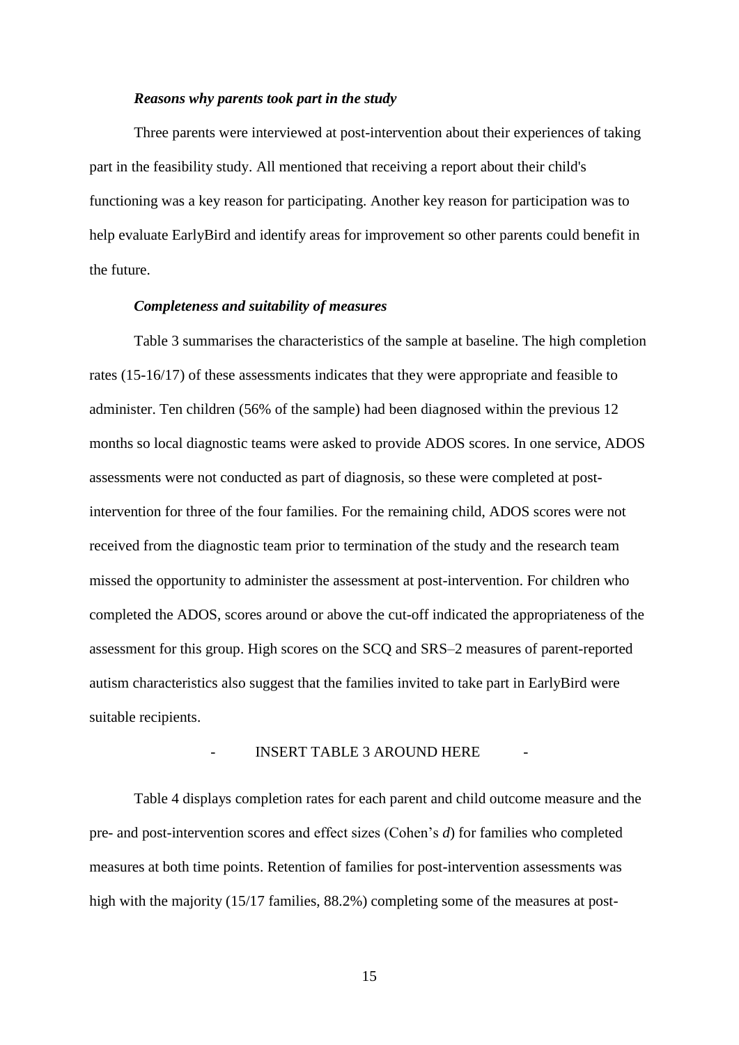### *Reasons why parents took part in the study*

Three parents were interviewed at post-intervention about their experiences of taking part in the feasibility study. All mentioned that receiving a report about their child's functioning was a key reason for participating. Another key reason for participation was to help evaluate EarlyBird and identify areas for improvement so other parents could benefit in the future.

### *Completeness and suitability of measures*

Table 3 summarises the characteristics of the sample at baseline. The high completion rates (15-16/17) of these assessments indicates that they were appropriate and feasible to administer. Ten children (56% of the sample) had been diagnosed within the previous 12 months so local diagnostic teams were asked to provide ADOS scores. In one service, ADOS assessments were not conducted as part of diagnosis, so these were completed at post-intervention for three of the four families. For the remaining child, ADOS scores were not received from the diagnostic team prior to termination of the study and the research team missed the opportunity to administer the assessment at post-intervention. For children who completed the ADOS, scores around or above the cut-off indicated the appropriateness of the assessment for this group. High scores on the SCQ and SRS–2 measures of parent-reported autism characteristics also suggest that the families invited to take part in EarlyBird were suitable recipients.

- INSERT TABLE 3 AROUND HERE -

Table 4 displays completion rates for each parent and child outcome measure and the pre- and post-intervention scores and effect sizes (Cohen's *d*) for families who completed measures at both time points. Retention of families for post-intervention assessments was high with the majority (15/17 families, 88.2%) completing some of the measures at post-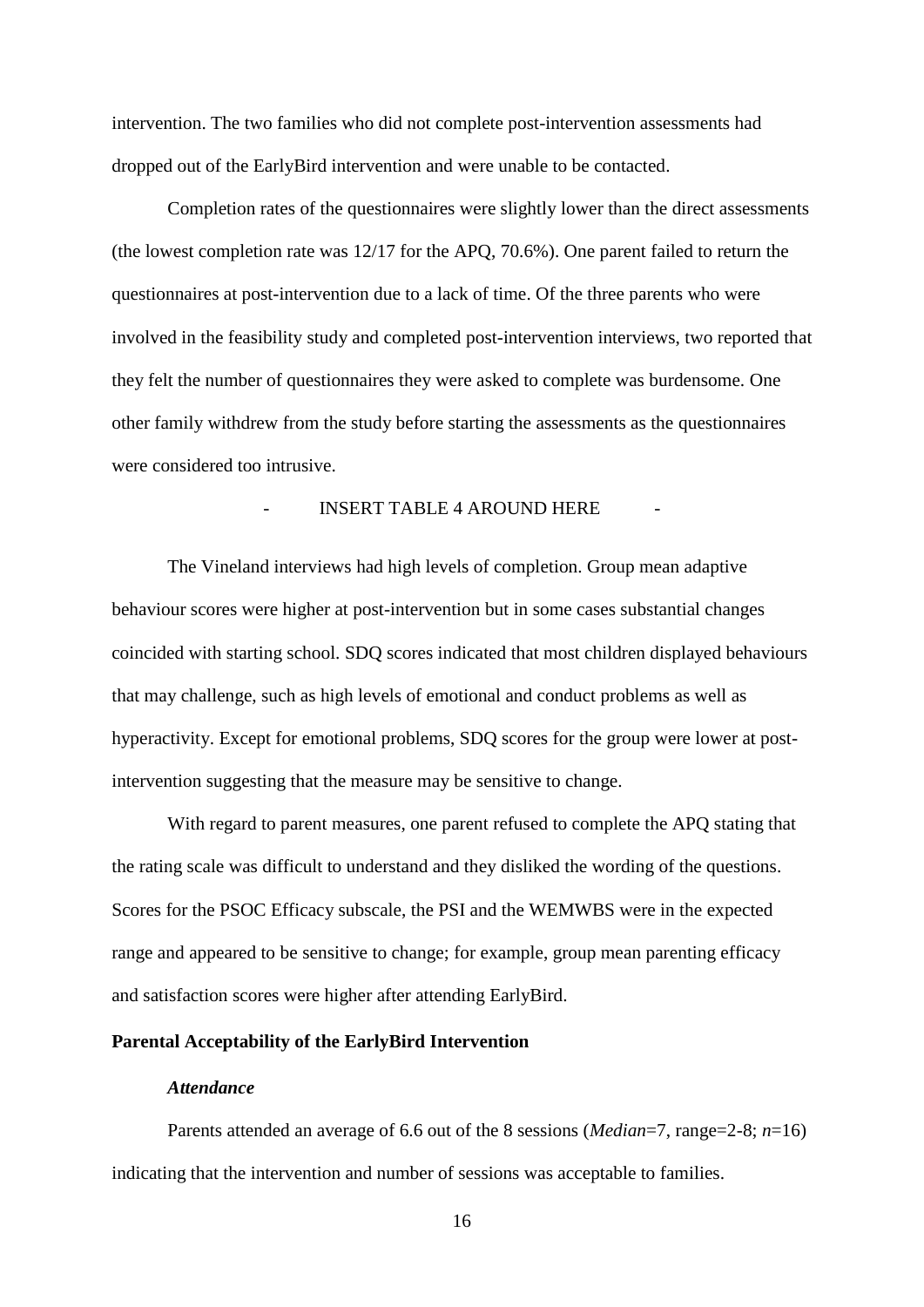intervention. The two families who did not complete post-intervention assessments had dropped out of the EarlyBird intervention and were unable to be contacted.

Completion rates of the questionnaires were slightly lower than the direct assessments (the lowest completion rate was 12/17 for the APQ, 70.6%). One parent failed to return the questionnaires at post-intervention due to a lack of time. Of the three parents who were involved in the feasibility study and completed post-intervention interviews, two reported that they felt the number of questionnaires they were asked to complete was burdensome. One other family withdrew from the study before starting the assessments as the questionnaires were considered too intrusive.

\- INSERT TABLE 4 AROUND HERE -

The Vineland interviews had high levels of completion. Group mean adaptive behaviour scores were higher at post-intervention but in some cases substantial changes coincided with starting school. SDQ scores indicated that most children displayed behaviours that may challenge, such as high levels of emotional and conduct problems as well as hyperactivity. Except for emotional problems, SDQ scores for the group were lower at post-intervention suggesting that the measure may be sensitive to change.

With regard to parent measures, one parent refused to complete the APQ stating that the rating scale was difficult to understand and they disliked the wording of the questions. Scores for the PSOC Efficacy subscale, the PSI and the WEMWBS were in the expected range and appeared to be sensitive to change; for example, group mean parenting efficacy and satisfaction scores were higher after attending EarlyBird.

**Parental Acceptability of the EarlyBird Intervention**

***Attendance***

Parents attended an average of 6.6 out of the 8 sessions (*Median*=7, range=2-8; *n*=16) indicating that the intervention and number of sessions was acceptable to families.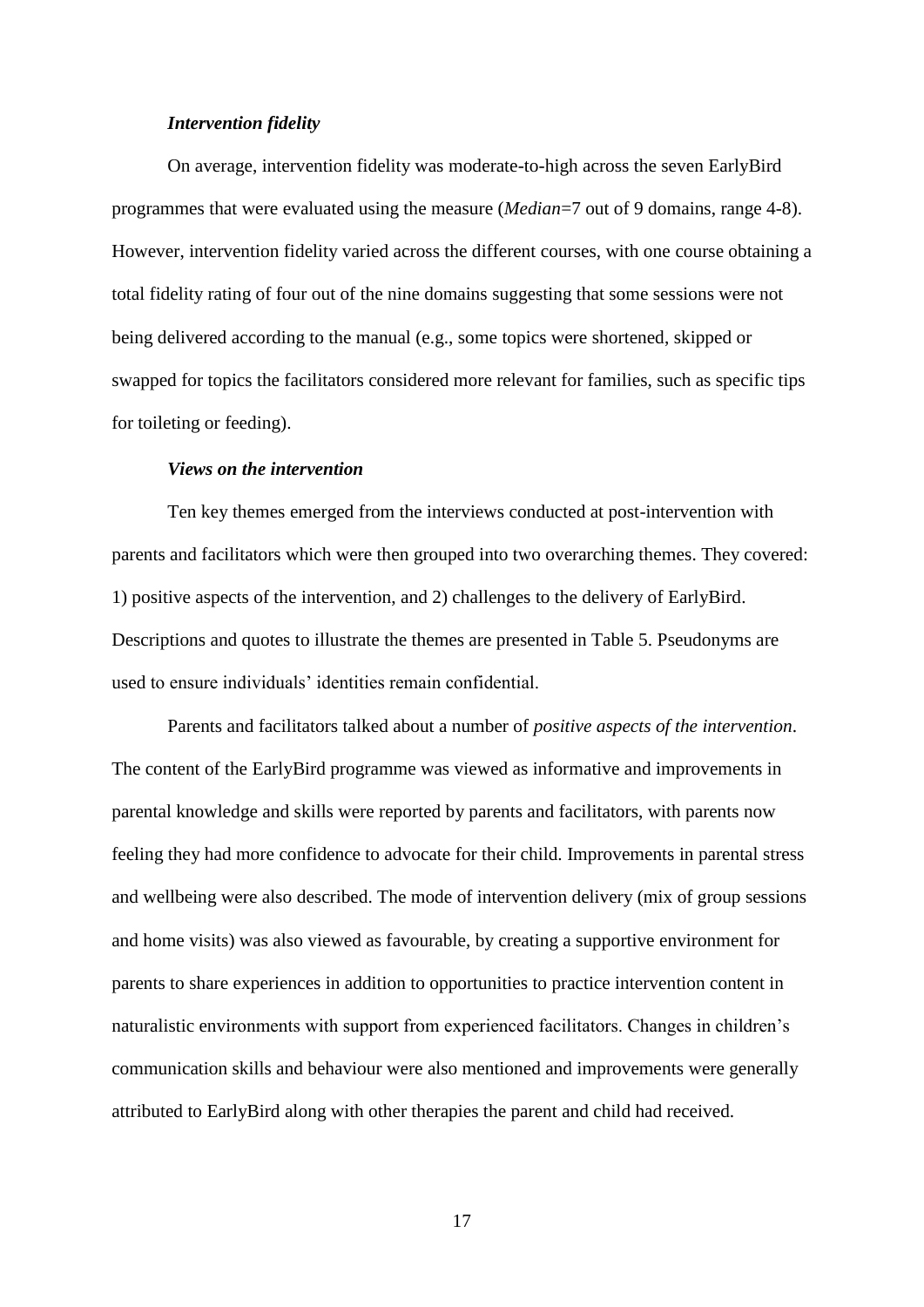### *Intervention fidelity*

On average, intervention fidelity was moderate-to-high across the seven EarlyBird programmes that were evaluated using the measure (*Median*=7 out of 9 domains, range 4-8). However, intervention fidelity varied across the different courses, with one course obtaining a total fidelity rating of four out of the nine domains suggesting that some sessions were not being delivered according to the manual (e.g., some topics were shortened, skipped or swapped for topics the facilitators considered more relevant for families, such as specific tips for toileting or feeding).

### *Views on the intervention*

Ten key themes emerged from the interviews conducted at post-intervention with parents and facilitators which were then grouped into two overarching themes. They covered: 1) positive aspects of the intervention, and 2) challenges to the delivery of EarlyBird. Descriptions and quotes to illustrate the themes are presented in Table 5. Pseudonyms are used to ensure individuals' identities remain confidential.

Parents and facilitators talked about a number of *positive aspects of the intervention*. The content of the EarlyBird programme was viewed as informative and improvements in parental knowledge and skills were reported by parents and facilitators, with parents now feeling they had more confidence to advocate for their child. Improvements in parental stress and wellbeing were also described. The mode of intervention delivery (mix of group sessions and home visits) was also viewed as favourable, by creating a supportive environment for parents to share experiences in addition to opportunities to practice intervention content in naturalistic environments with support from experienced facilitators. Changes in children's communication skills and behaviour were also mentioned and improvements were generally attributed to EarlyBird along with other therapies the parent and child had received.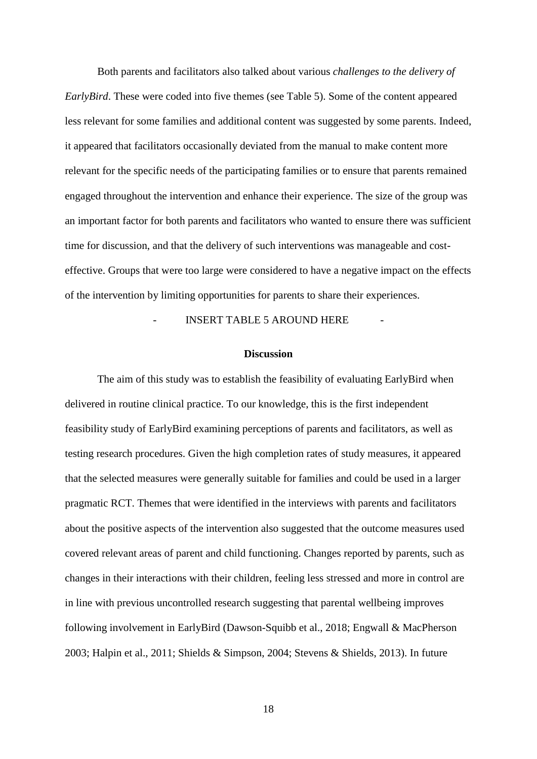Both parents and facilitators also talked about various *challenges to the delivery of EarlyBird*. These were coded into five themes (see Table 5). Some of the content appeared less relevant for some families and additional content was suggested by some parents. Indeed, it appeared that facilitators occasionally deviated from the manual to make content more relevant for the specific needs of the participating families or to ensure that parents remained engaged throughout the intervention and enhance their experience. The size of the group was an important factor for both parents and facilitators who wanted to ensure there was sufficient time for discussion, and that the delivery of such interventions was manageable and cost-effective. Groups that were too large were considered to have a negative impact on the effects of the intervention by limiting opportunities for parents to share their experiences.

- INSERT TABLE 5 AROUND HERE -

## Discussion

The aim of this study was to establish the feasibility of evaluating EarlyBird when delivered in routine clinical practice. To our knowledge, this is the first independent feasibility study of EarlyBird examining perceptions of parents and facilitators, as well as testing research procedures. Given the high completion rates of study measures, it appeared that the selected measures were generally suitable for families and could be used in a larger pragmatic RCT. Themes that were identified in the interviews with parents and facilitators about the positive aspects of the intervention also suggested that the outcome measures used covered relevant areas of parent and child functioning. Changes reported by parents, such as changes in their interactions with their children, feeling less stressed and more in control are in line with previous uncontrolled research suggesting that parental wellbeing improves following involvement in EarlyBird (Dawson-Squibb et al., 2018; Engwall & MacPherson 2003; Halpin et al., 2011; Shields & Simpson, 2004; Stevens & Shields, 2013). In future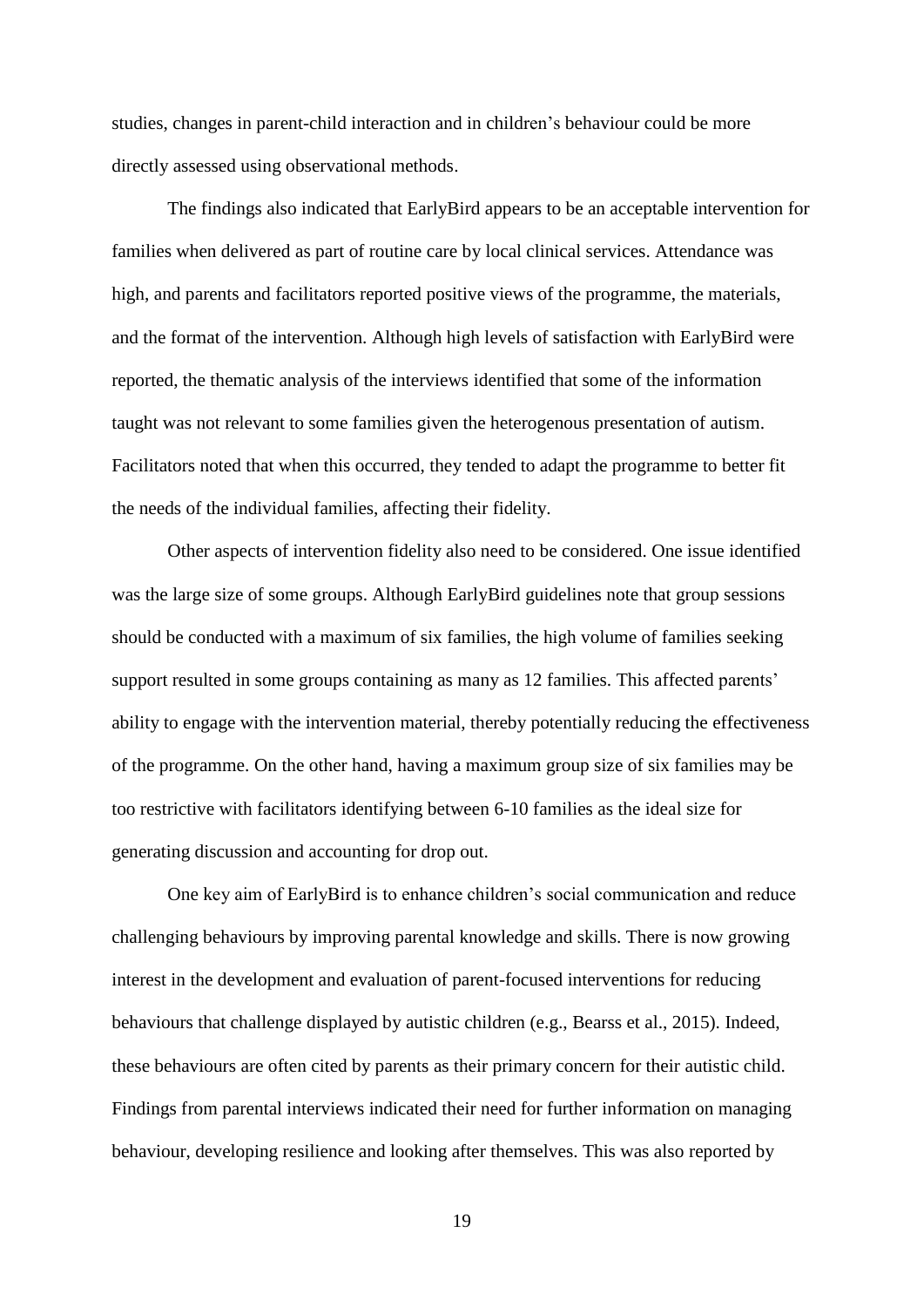studies, changes in parent-child interaction and in children's behaviour could be more directly assessed using observational methods.

The findings also indicated that EarlyBird appears to be an acceptable intervention for families when delivered as part of routine care by local clinical services. Attendance was high, and parents and facilitators reported positive views of the programme, the materials, and the format of the intervention. Although high levels of satisfaction with EarlyBird were reported, the thematic analysis of the interviews identified that some of the information taught was not relevant to some families given the heterogenous presentation of autism. Facilitators noted that when this occurred, they tended to adapt the programme to better fit the needs of the individual families, affecting their fidelity.

Other aspects of intervention fidelity also need to be considered. One issue identified was the large size of some groups. Although EarlyBird guidelines note that group sessions should be conducted with a maximum of six families, the high volume of families seeking support resulted in some groups containing as many as 12 families. This affected parents' ability to engage with the intervention material, thereby potentially reducing the effectiveness of the programme. On the other hand, having a maximum group size of six families may be too restrictive with facilitators identifying between 6-10 families as the ideal size for generating discussion and accounting for drop out.

One key aim of EarlyBird is to enhance children's social communication and reduce challenging behaviours by improving parental knowledge and skills. There is now growing interest in the development and evaluation of parent-focused interventions for reducing behaviours that challenge displayed by autistic children (e.g., Bearss et al., 2015). Indeed, these behaviours are often cited by parents as their primary concern for their autistic child. Findings from parental interviews indicated their need for further information on managing behaviour, developing resilience and looking after themselves. This was also reported by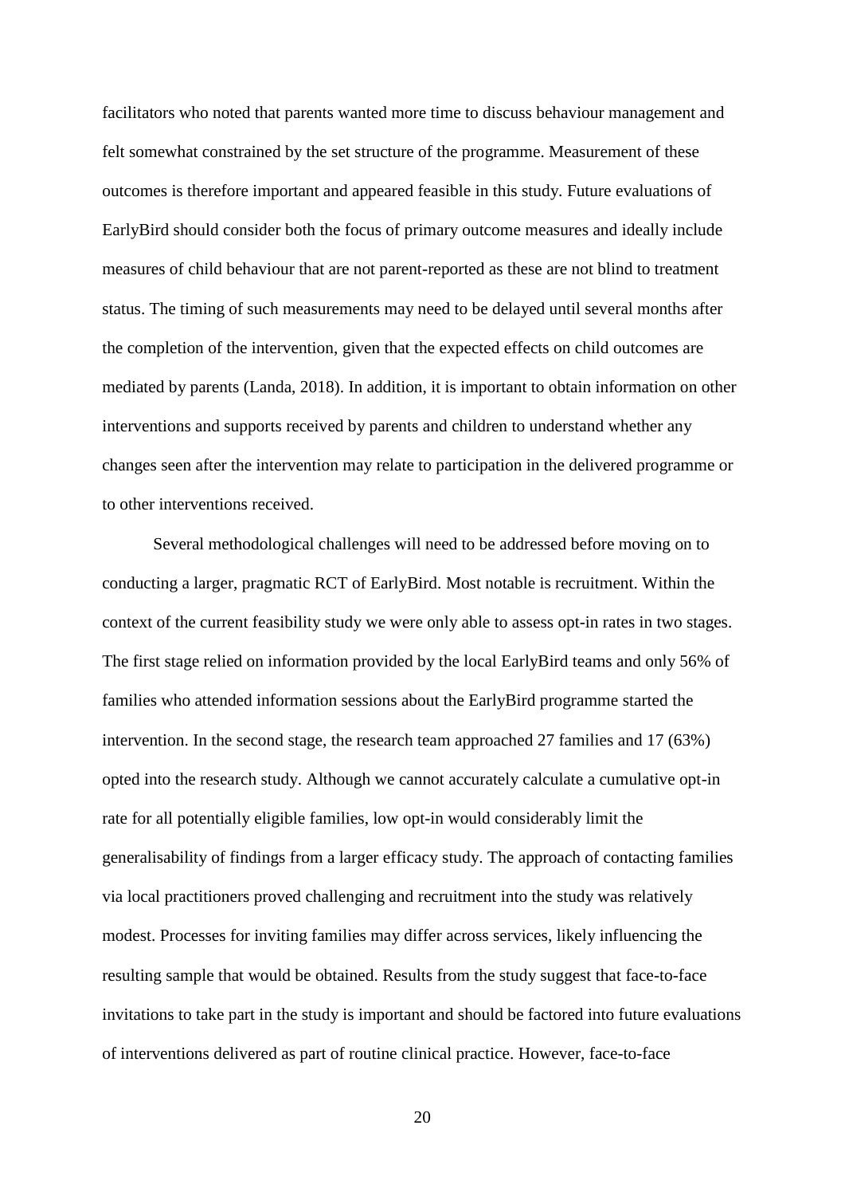facilitators who noted that parents wanted more time to discuss behaviour management and felt somewhat constrained by the set structure of the programme. Measurement of these outcomes is therefore important and appeared feasible in this study. Future evaluations of EarlyBird should consider both the focus of primary outcome measures and ideally include measures of child behaviour that are not parent-reported as these are not blind to treatment status. The timing of such measurements may need to be delayed until several months after the completion of the intervention, given that the expected effects on child outcomes are mediated by parents (Landa, 2018). In addition, it is important to obtain information on other interventions and supports received by parents and children to understand whether any changes seen after the intervention may relate to participation in the delivered programme or to other interventions received.

Several methodological challenges will need to be addressed before moving on to conducting a larger, pragmatic RCT of EarlyBird. Most notable is recruitment. Within the context of the current feasibility study we were only able to assess opt-in rates in two stages. The first stage relied on information provided by the local EarlyBird teams and only 56% of families who attended information sessions about the EarlyBird programme started the intervention. In the second stage, the research team approached 27 families and 17 (63%) opted into the research study. Although we cannot accurately calculate a cumulative opt-in rate for all potentially eligible families, low opt-in would considerably limit the generalisability of findings from a larger efficacy study. The approach of contacting families via local practitioners proved challenging and recruitment into the study was relatively modest. Processes for inviting families may differ across services, likely influencing the resulting sample that would be obtained. Results from the study suggest that face-to-face invitations to take part in the study is important and should be factored into future evaluations of interventions delivered as part of routine clinical practice. However, face-to-face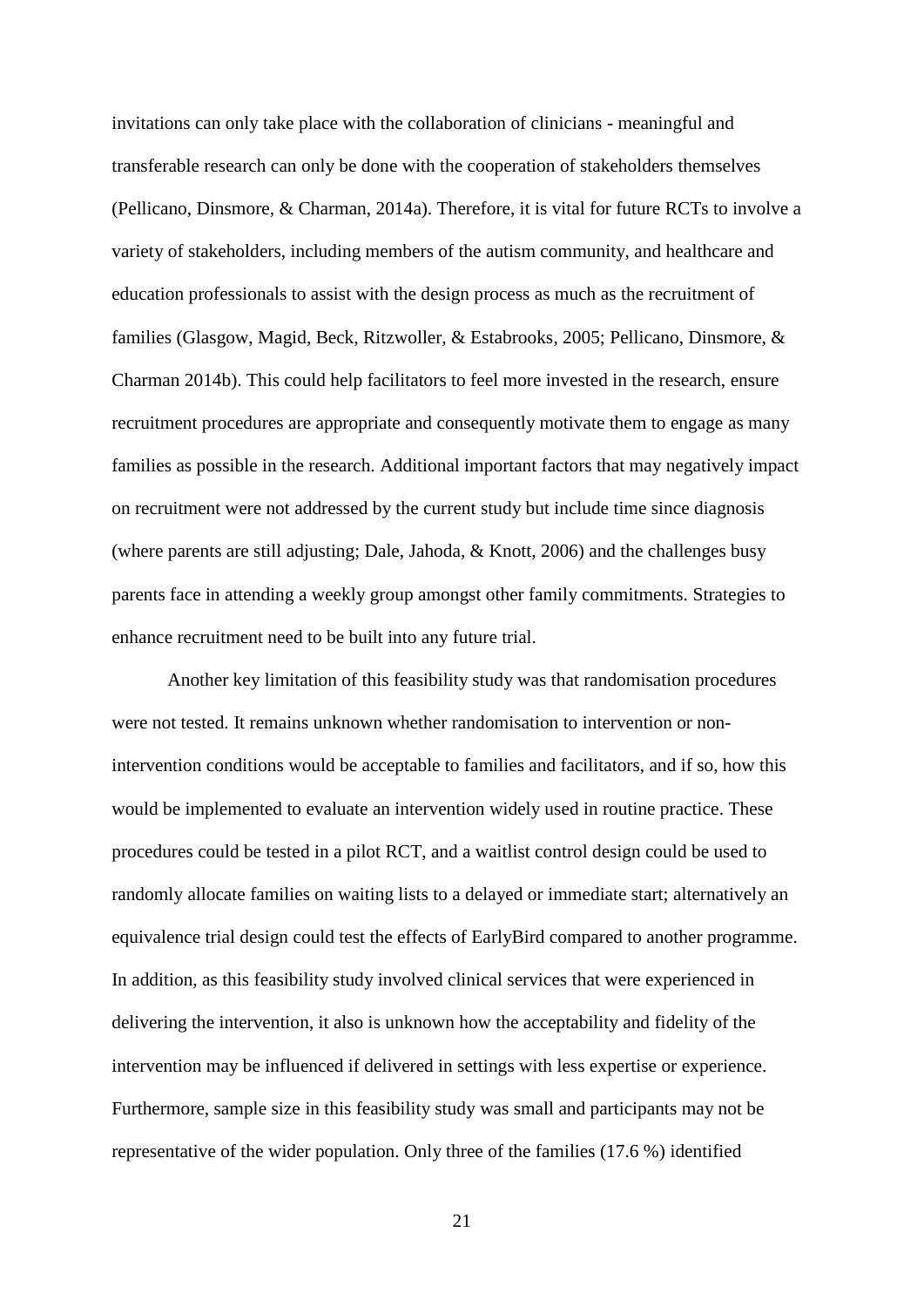invitations can only take place with the collaboration of clinicians - meaningful and transferable research can only be done with the cooperation of stakeholders themselves (Pellicano, Dinsmore, & Charman, 2014a). Therefore, it is vital for future RCTs to involve a variety of stakeholders, including members of the autism community, and healthcare and education professionals to assist with the design process as much as the recruitment of families (Glasgow, Magid, Beck, Ritzwoller, & Estabrooks, 2005; Pellicano, Dinsmore, & Charman 2014b). This could help facilitators to feel more invested in the research, ensure recruitment procedures are appropriate and consequently motivate them to engage as many families as possible in the research. Additional important factors that may negatively impact on recruitment were not addressed by the current study but include time since diagnosis (where parents are still adjusting; Dale, Jahoda, & Knott, 2006) and the challenges busy parents face in attending a weekly group amongst other family commitments. Strategies to enhance recruitment need to be built into any future trial.

Another key limitation of this feasibility study was that randomisation procedures were not tested. It remains unknown whether randomisation to intervention or non-intervention conditions would be acceptable to families and facilitators, and if so, how this would be implemented to evaluate an intervention widely used in routine practice. These procedures could be tested in a pilot RCT, and a waitlist control design could be used to randomly allocate families on waiting lists to a delayed or immediate start; alternatively an equivalence trial design could test the effects of EarlyBird compared to another programme. In addition, as this feasibility study involved clinical services that were experienced in delivering the intervention, it also is unknown how the acceptability and fidelity of the intervention may be influenced if delivered in settings with less expertise or experience. Furthermore, sample size in this feasibility study was small and participants may not be representative of the wider population. Only three of the families (17.6 %) identified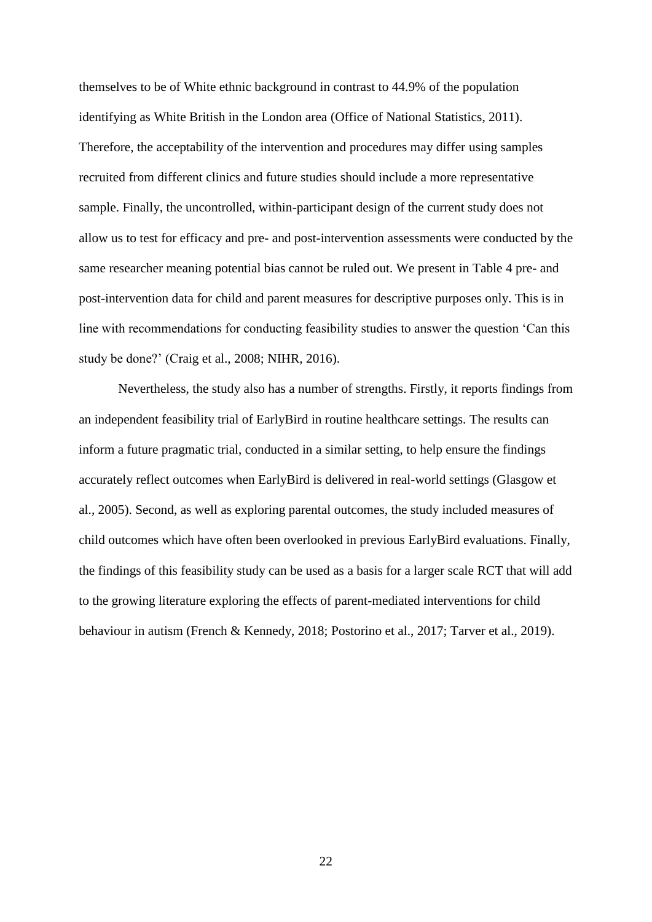themselves to be of White ethnic background in contrast to 44.9% of the population identifying as White British in the London area (Office of National Statistics, 2011). Therefore, the acceptability of the intervention and procedures may differ using samples recruited from different clinics and future studies should include a more representative sample. Finally, the uncontrolled, within-participant design of the current study does not allow us to test for efficacy and pre- and post-intervention assessments were conducted by the same researcher meaning potential bias cannot be ruled out. We present in Table 4 pre- and post-intervention data for child and parent measures for descriptive purposes only. This is in line with recommendations for conducting feasibility studies to answer the question 'Can this study be done?' (Craig et al., 2008; NIHR, 2016).

Nevertheless, the study also has a number of strengths. Firstly, it reports findings from an independent feasibility trial of EarlyBird in routine healthcare settings. The results can inform a future pragmatic trial, conducted in a similar setting, to help ensure the findings accurately reflect outcomes when EarlyBird is delivered in real-world settings (Glasgow et al., 2005). Second, as well as exploring parental outcomes, the study included measures of child outcomes which have often been overlooked in previous EarlyBird evaluations. Finally, the findings of this feasibility study can be used as a basis for a larger scale RCT that will add to the growing literature exploring the effects of parent-mediated interventions for child behaviour in autism (French & Kennedy, 2018; Postorino et al., 2017; Tarver et al., 2019).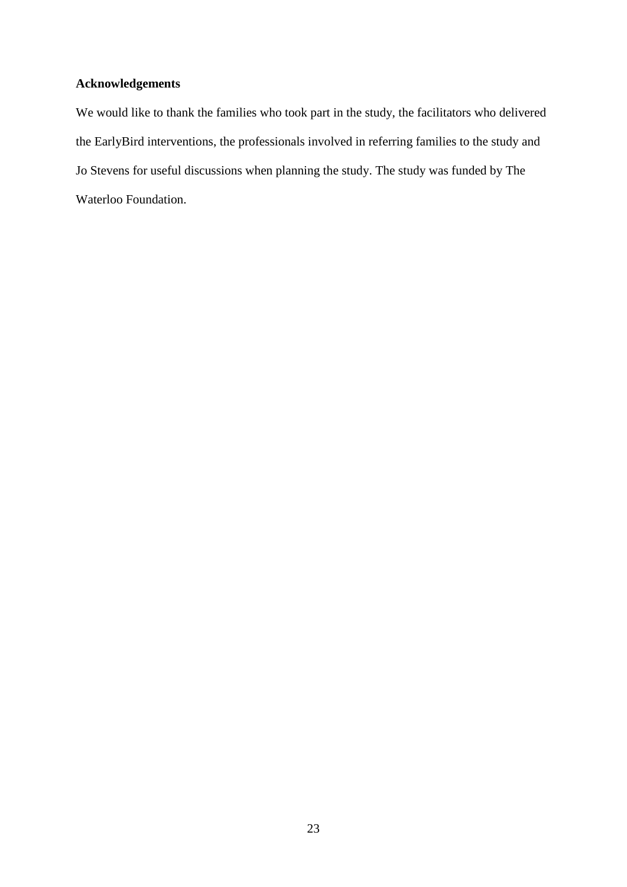**Acknowledgements**

We would like to thank the families who took part in the study, the facilitators who delivered the EarlyBird interventions, the professionals involved in referring families to the study and Jo Stevens for useful discussions when planning the study. The study was funded by The Waterloo Foundation.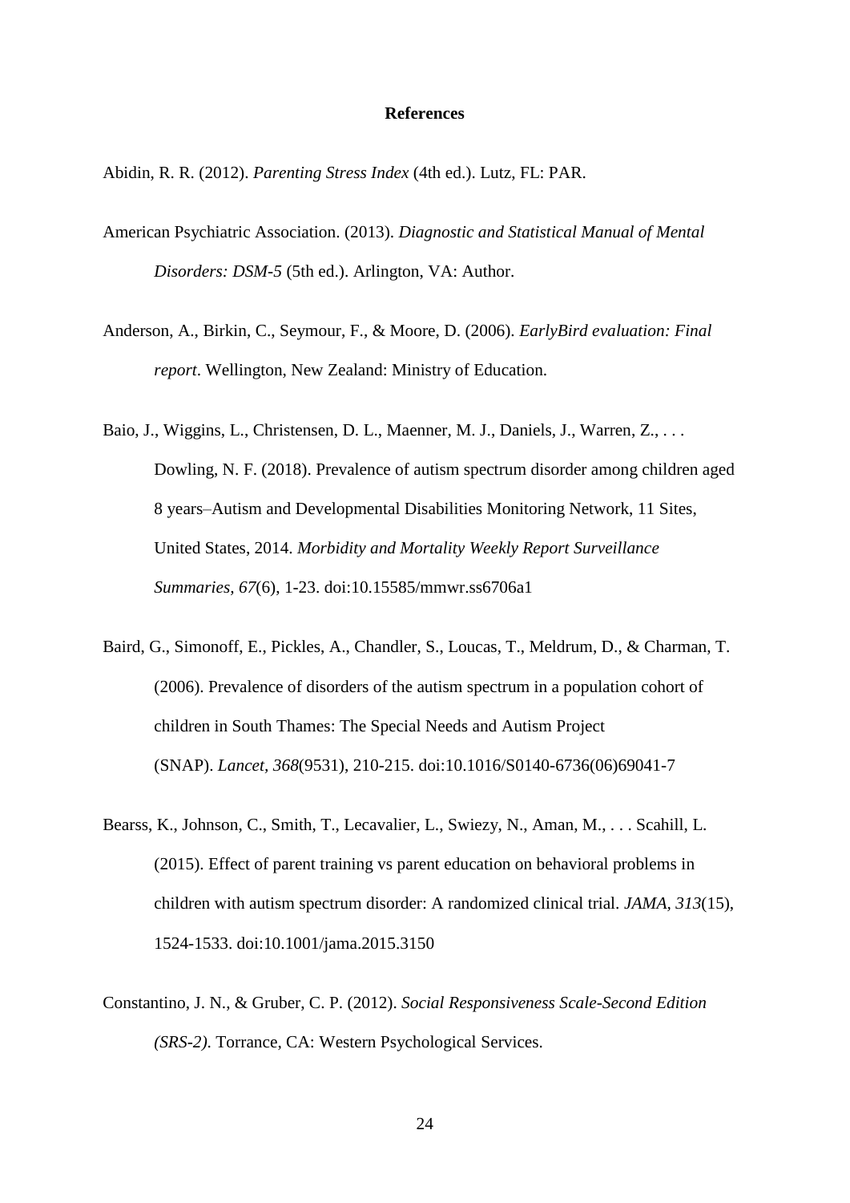# References

Abidin, R. R. (2012). *Parenting Stress Index* (4th ed.). Lutz, FL: PAR.

American Psychiatric Association. (2013). *Diagnostic and Statistical Manual of Mental Disorders: DSM-5* (5th ed.). Arlington, VA: Author.

Anderson, A., Birkin, C., Seymour, F., & Moore, D. (2006). *EarlyBird evaluation: Final report*. Wellington, New Zealand: Ministry of Education.

Baio, J., Wiggins, L., Christensen, D. L., Maenner, M. J., Daniels, J., Warren, Z., . . . Dowling, N. F. (2018). Prevalence of autism spectrum disorder among children aged 8 years–Autism and Developmental Disabilities Monitoring Network, 11 Sites, United States, 2014. *Morbidity and Mortality Weekly Report Surveillance Summaries, 67*(6), 1-23. doi:10.15585/mmwr.ss6706a1

Baird, G., Simonoff, E., Pickles, A., Chandler, S., Loucas, T., Meldrum, D., & Charman, T. (2006). Prevalence of disorders of the autism spectrum in a population cohort of children in South Thames: The Special Needs and Autism Project (SNAP). *Lancet, 368*(9531), 210-215. doi:10.1016/S0140-6736(06)69041-7

Bearss, K., Johnson, C., Smith, T., Lecavalier, L., Swiezy, N., Aman, M., . . . Scahill, L. (2015). Effect of parent training vs parent education on behavioral problems in children with autism spectrum disorder: A randomized clinical trial. *JAMA, 313*(15), 1524-1533. doi:10.1001/jama.2015.3150

Constantino, J. N., & Gruber, C. P. (2012). *Social Responsiveness Scale-Second Edition (SRS-2)*. Torrance, CA: Western Psychological Services.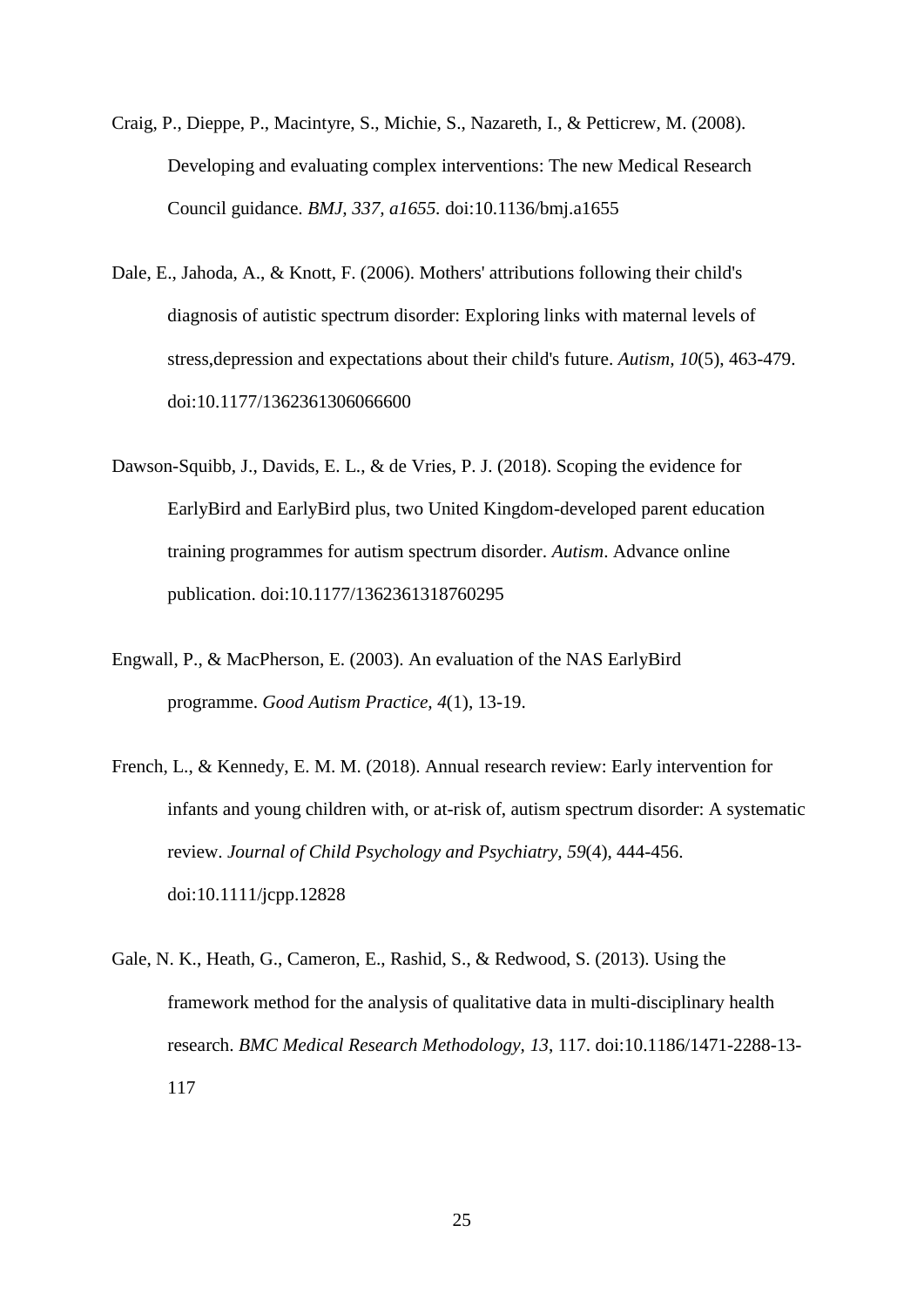Craig, P., Dieppe, P., Macintyre, S., Michie, S., Nazareth, I., & Petticrew, M. (2008). Developing and evaluating complex interventions: The new Medical Research Council guidance. *BMJ, 337, a1655.* doi:10.1136/bmj.a1655

Dale, E., Jahoda, A., & Knott, F. (2006). Mothers' attributions following their child's diagnosis of autistic spectrum disorder: Exploring links with maternal levels of stress,depression and expectations about their child's future. *Autism, 10*(5), 463-479. doi:10.1177/1362361306066600

Dawson-Squibb, J., Davids, E. L., & de Vries, P. J. (2018). Scoping the evidence for EarlyBird and EarlyBird plus, two United Kingdom-developed parent education training programmes for autism spectrum disorder. *Autism*. Advance online publication. doi:10.1177/1362361318760295

Engwall, P., & MacPherson, E. (2003). An evaluation of the NAS EarlyBird programme. *Good Autism Practice, 4*(1), 13-19.

French, L., & Kennedy, E. M. M. (2018). Annual research review: Early intervention for infants and young children with, or at-risk of, autism spectrum disorder: A systematic review. *Journal of Child Psychology and Psychiatry, 59*(4), 444-456. doi:10.1111/jcpp.12828

Gale, N. K., Heath, G., Cameron, E., Rashid, S., & Redwood, S. (2013). Using the framework method for the analysis of qualitative data in multi-disciplinary health research. *BMC Medical Research Methodology, 13*, 117. doi:10.1186/1471-2288-13-117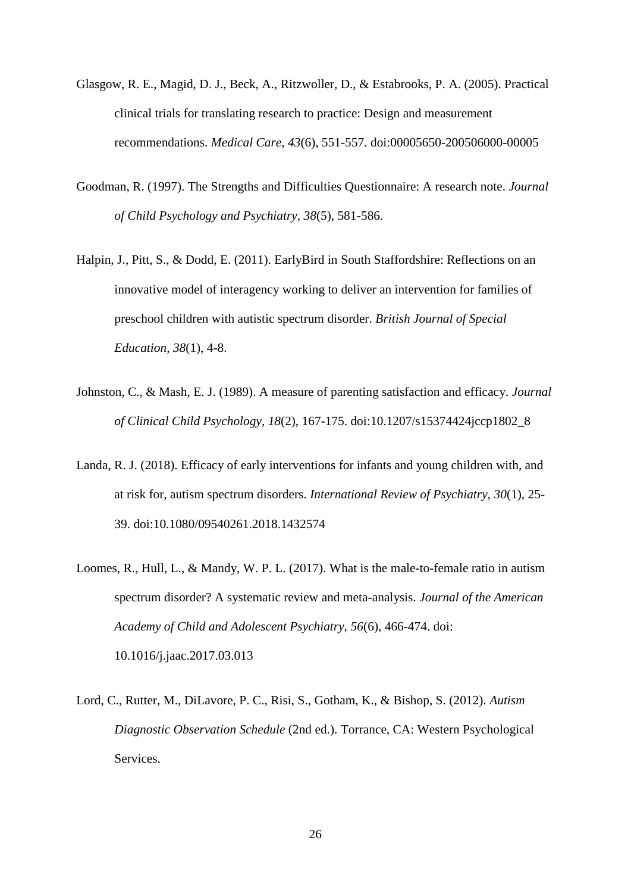Glasgow, R. E., Magid, D. J., Beck, A., Ritzwoller, D., & Estabrooks, P. A. (2005). Practical clinical trials for translating research to practice: Design and measurement recommendations. *Medical Care, 43*(6), 551-557. doi:00005650-200506000-00005

Goodman, R. (1997). The Strengths and Difficulties Questionnaire: A research note. *Journal of Child Psychology and Psychiatry, 38*(5), 581-586.

Halpin, J., Pitt, S., & Dodd, E. (2011). EarlyBird in South Staffordshire: Reflections on an innovative model of interagency working to deliver an intervention for families of preschool children with autistic spectrum disorder. *British Journal of Special Education, 38*(1), 4-8.

Johnston, C., & Mash, E. J. (1989). A measure of parenting satisfaction and efficacy. *Journal of Clinical Child Psychology, 18*(2), 167-175. doi:10.1207/s15374424jccp1802_8

Landa, R. J. (2018). Efficacy of early interventions for infants and young children with, and at risk for, autism spectrum disorders. *International Review of Psychiatry, 30*(1), 25-39. doi:10.1080/09540261.2018.1432574

Loomes, R., Hull, L., & Mandy, W. P. L. (2017). What is the male-to-female ratio in autism spectrum disorder? A systematic review and meta-analysis. *Journal of the American Academy of Child and Adolescent Psychiatry, 56*(6), 466-474. doi: 10.1016/j.jaac.2017.03.013

Lord, C., Rutter, M., DiLavore, P. C., Risi, S., Gotham, K., & Bishop, S. (2012). *Autism Diagnostic Observation Schedule* (2nd ed.). Torrance, CA: Western Psychological Services.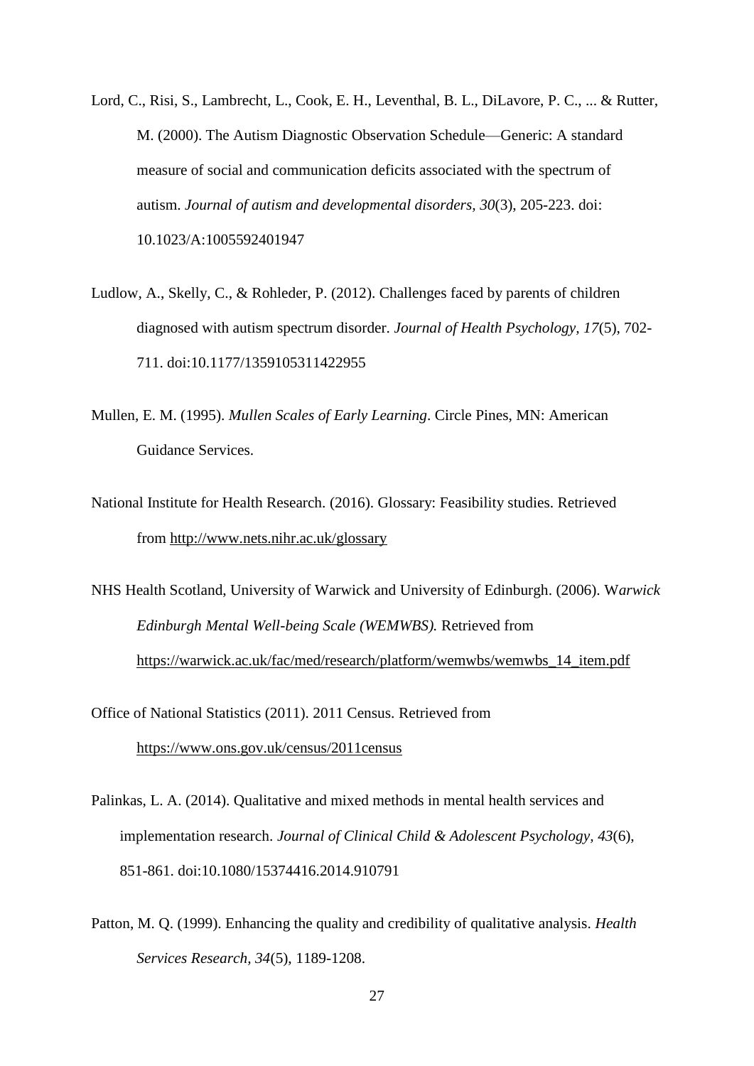Lord, C., Risi, S., Lambrecht, L., Cook, E. H., Leventhal, B. L., DiLavore, P. C., ... & Rutter, M. (2000). The Autism Diagnostic Observation Schedule—Generic: A standard measure of social and communication deficits associated with the spectrum of autism. *Journal of autism and developmental disorders, 30*(3), 205-223. doi: 10.1023/A:1005592401947

Ludlow, A., Skelly, C., & Rohleder, P. (2012). Challenges faced by parents of children diagnosed with autism spectrum disorder. *Journal of Health Psychology, 17*(5), 702-711. doi:10.1177/1359105311422955

Mullen, E. M. (1995). *Mullen Scales of Early Learning*. Circle Pines, MN: American Guidance Services.

National Institute for Health Research. (2016). Glossary: Feasibility studies. Retrieved from http://www.nets.nihr.ac.uk/glossary

NHS Health Scotland, University of Warwick and University of Edinburgh. (2006). W*arwick Edinburgh Mental Well-being Scale (WEMWBS).* Retrieved from https://warwick.ac.uk/fac/med/research/platform/wemwbs/wemwbs_14_item.pdf

Office of National Statistics (2011). 2011 Census. Retrieved from https://www.ons.gov.uk/census/2011census

Palinkas, L. A. (2014). Qualitative and mixed methods in mental health services and implementation research. *Journal of Clinical Child & Adolescent Psychology, 43*(6), 851-861. doi:10.1080/15374416.2014.910791

Patton, M. Q. (1999). Enhancing the quality and credibility of qualitative analysis. *Health Services Research, 34*(5), 1189-1208.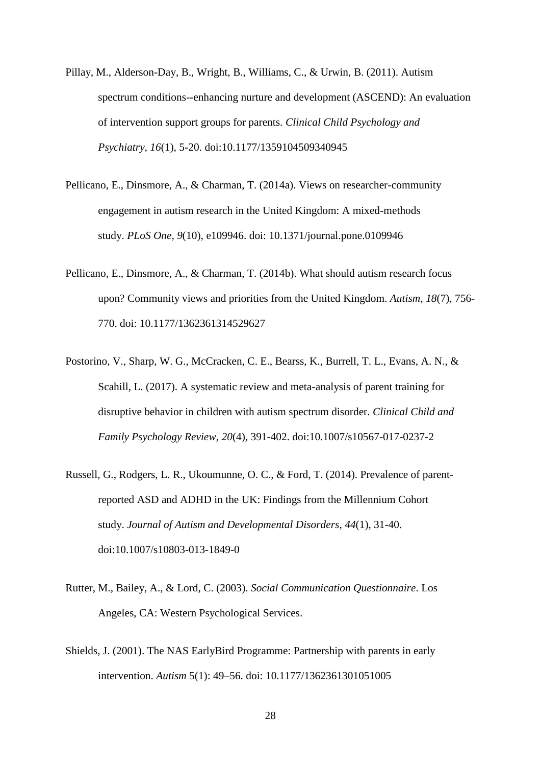Pillay, M., Alderson-Day, B., Wright, B., Williams, C., & Urwin, B. (2011). Autism spectrum conditions--enhancing nurture and development (ASCEND): An evaluation of intervention support groups for parents. *Clinical Child Psychology and Psychiatry, 16*(1), 5-20. doi:10.1177/1359104509340945

Pellicano, E., Dinsmore, A., & Charman, T. (2014a). Views on researcher-community engagement in autism research in the United Kingdom: A mixed-methods study. *PLoS One, 9*(10), e109946. doi: 10.1371/journal.pone.0109946

Pellicano, E., Dinsmore, A., & Charman, T. (2014b). What should autism research focus upon? Community views and priorities from the United Kingdom. *Autism, 18*(7), 756-770. doi: 10.1177/1362361314529627

Postorino, V., Sharp, W. G., McCracken, C. E., Bearss, K., Burrell, T. L., Evans, A. N., & Scahill, L. (2017). A systematic review and meta-analysis of parent training for disruptive behavior in children with autism spectrum disorder. *Clinical Child and Family Psychology Review, 20*(4), 391-402. doi:10.1007/s10567-017-0237-2

Russell, G., Rodgers, L. R., Ukoumunne, O. C., & Ford, T. (2014). Prevalence of parent-reported ASD and ADHD in the UK: Findings from the Millennium Cohort study. *Journal of Autism and Developmental Disorders, 44*(1), 31-40. doi:10.1007/s10803-013-1849-0

Rutter, M., Bailey, A., & Lord, C. (2003). *Social Communication Questionnaire*. Los Angeles, CA: Western Psychological Services.

Shields, J. (2001). The NAS EarlyBird Programme: Partnership with parents in early intervention. *Autism* 5(1): 49–56. doi: 10.1177/1362361301051005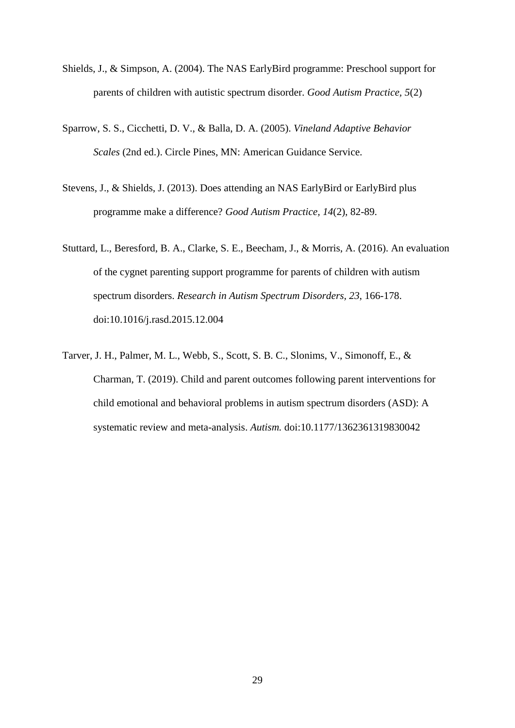Shields, J., & Simpson, A. (2004). The NAS EarlyBird programme: Preschool support for parents of children with autistic spectrum disorder. *Good Autism Practice, 5*(2)

Sparrow, S. S., Cicchetti, D. V., & Balla, D. A. (2005). *Vineland Adaptive Behavior Scales* (2nd ed.). Circle Pines, MN: American Guidance Service.

Stevens, J., & Shields, J. (2013). Does attending an NAS EarlyBird or EarlyBird plus programme make a difference? *Good Autism Practice, 14*(2), 82-89.

Stuttard, L., Beresford, B. A., Clarke, S. E., Beecham, J., & Morris, A. (2016). An evaluation of the cygnet parenting support programme for parents of children with autism spectrum disorders. *Research in Autism Spectrum Disorders, 23*, 166-178. doi:10.1016/j.rasd.2015.12.004

Tarver, J. H., Palmer, M. L., Webb, S., Scott, S. B. C., Slonims, V., Simonoff, E., & Charman, T. (2019). Child and parent outcomes following parent interventions for child emotional and behavioral problems in autism spectrum disorders (ASD): A systematic review and meta-analysis. *Autism.* doi:10.1177/1362361319830042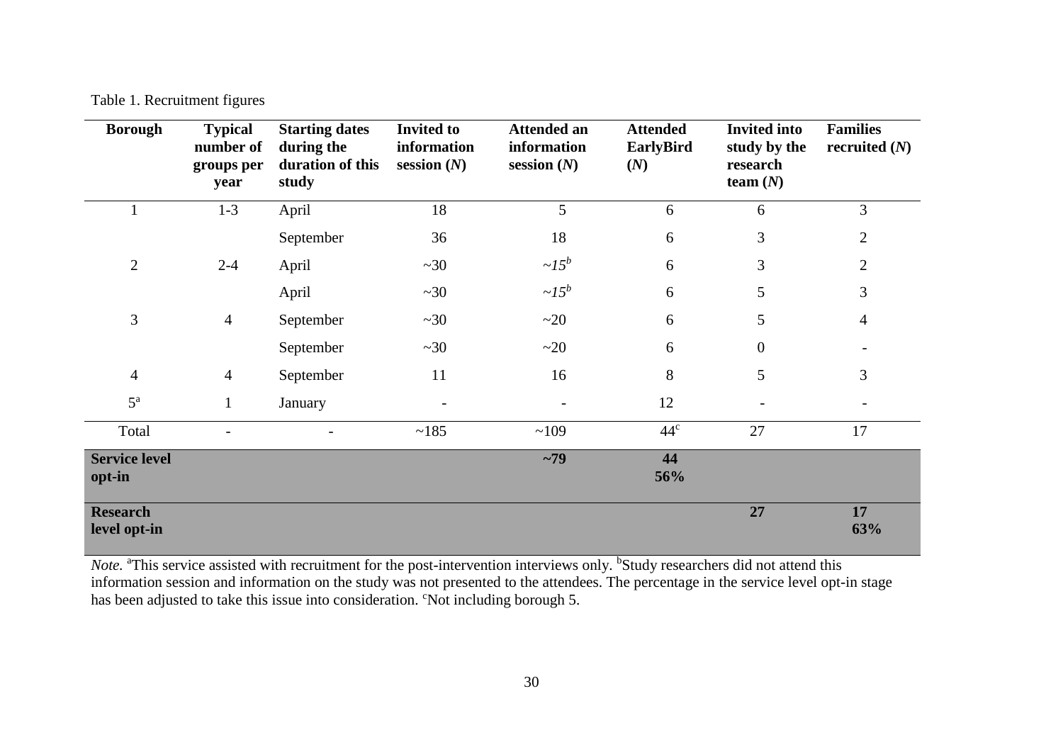Table 1. Recruitment figures

| Borough | Typical number of groups per year | Starting dates during the duration of this study | Invited to information session (*N*) | Attended an information session (*N*) | Attended EarlyBird (*N*) | Invited into study by the research team (*N*) | Families recruited (*N*) |
|---|---|---|---|---|---|---|---|
| 1 | 1-3 | April | 18 | 5 | 6 | 6 | 3 |
| | | September | 36 | 18 | 6 | 3 | 2 |
| 2 | 2-4 | April | ~30 | *~15*[b] | 6 | 3 | 2 |
| | | April | ~30 | *~15*[b] | 6 | 5 | 3 |
| 3 | 4 | September | ~30 | ~20 | 6 | 5 | 4 |
| | | September | ~30 | ~20 | 6 | 0 | - |
| 4 | 4 | September | 11 | 16 | 8 | 5 | 3 |
| 5[a] | 1 | January | - | - | 12 | - | - |
| Total | - | - | ~185 | ~109 | 44[c] | 27 | 17 |
| **Service level opt-in** | | | | **~79** | **44 56%** | | |
| **Research level opt-in** | | | | | | **27** | **17 63%** |

*Note.* [a]This service assisted with recruitment for the post-intervention interviews only. [b]Study researchers did not attend this information session and information on the study was not presented to the attendees. The percentage in the service level opt-in stage has been adjusted to take this issue into consideration. [c]Not including borough 5.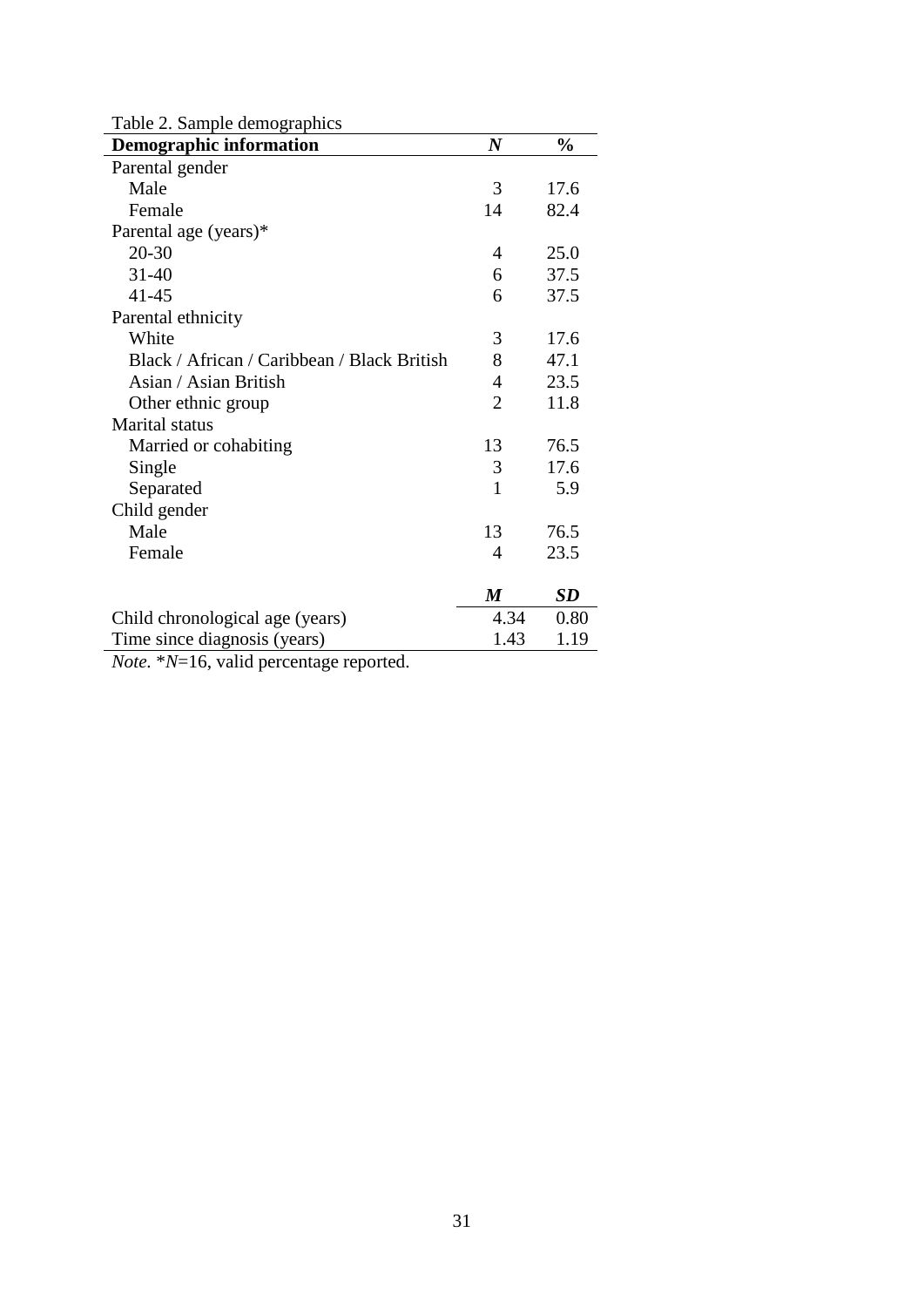Table 2. Sample demographics

| Demographic information | *N* | % |
|---|---|---|
| Parental gender | | |
| Male | 3 | 17.6 |
| Female | 14 | 82.4 |
| Parental age (years)* | | |
| 20-30 | 4 | 25.0 |
| 31-40 | 6 | 37.5 |
| 41-45 | 6 | 37.5 |
| Parental ethnicity | | |
| White | 3 | 17.6 |
| Black / African / Caribbean / Black British | 8 | 47.1 |
| Asian / Asian British | 4 | 23.5 |
| Other ethnic group | 2 | 11.8 |
| Marital status | | |
| Married or cohabiting | 13 | 76.5 |
| Single | 3 | 17.6 |
| Separated | 1 | 5.9 |
| Child gender | | |
| Male | 13 | 76.5 |
| Female | 4 | 23.5 |
| | ***M*** | ***SD*** |
| Child chronological age (years) | 4.34 | 0.80 |
| Time since diagnosis (years) | 1.43 | 1.19 |

*Note.* \**N*=16, valid percentage reported.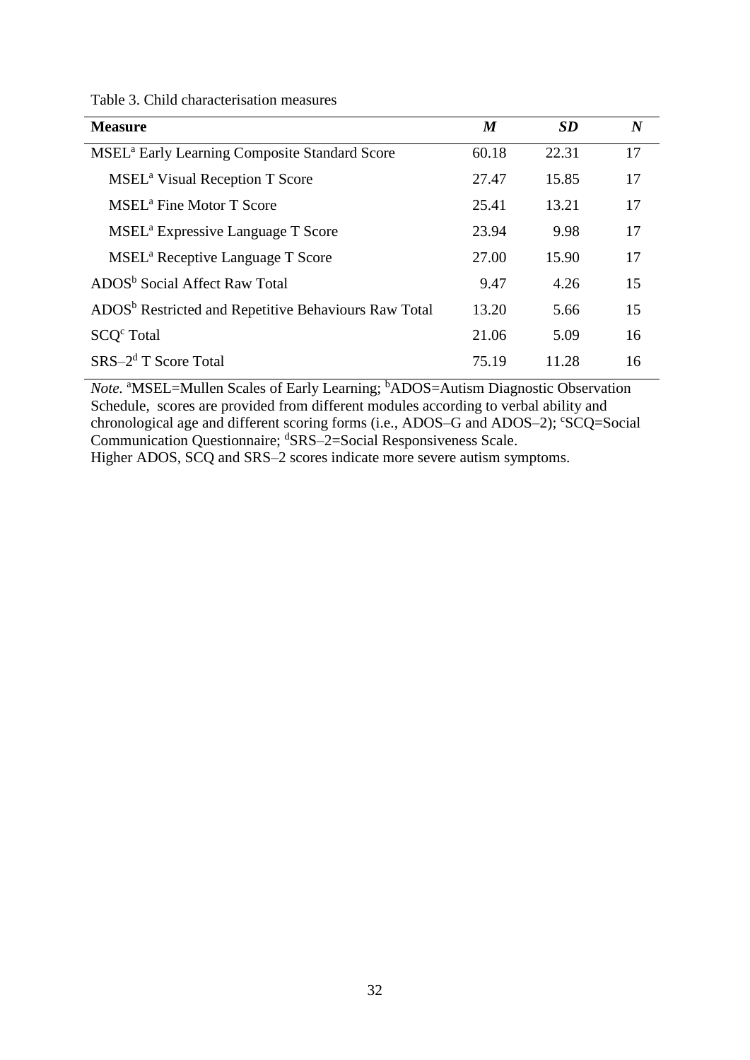Table 3. Child characterisation measures

| **Measure** | ***M*** | ***SD*** | ***N*** |
|---|---|---|---|
| MSEL[a] Early Learning Composite Standard Score | 60.18 | 22.31 | 17 |
| MSEL[a] Visual Reception T Score | 27.47 | 15.85 | 17 |
| MSEL[a] Fine Motor T Score | 25.41 | 13.21 | 17 |
| MSEL[a] Expressive Language T Score | 23.94 | 9.98 | 17 |
| MSEL[a] Receptive Language T Score | 27.00 | 15.90 | 17 |
| ADOS[b] Social Affect Raw Total | 9.47 | 4.26 | 15 |
| ADOS[b] Restricted and Repetitive Behaviours Raw Total | 13.20 | 5.66 | 15 |
| SCQ[c] Total | 21.06 | 5.09 | 16 |
| SRS–2[d] T Score Total | 75.19 | 11.28 | 16 |

*Note.* [a]MSEL=Mullen Scales of Early Learning; [b]ADOS=Autism Diagnostic Observation Schedule, scores are provided from different modules according to verbal ability and chronological age and different scoring forms (i.e., ADOS–G and ADOS–2); [c]SCQ=Social Communication Questionnaire; [d]SRS–2=Social Responsiveness Scale.
Higher ADOS, SCQ and SRS–2 scores indicate more severe autism symptoms.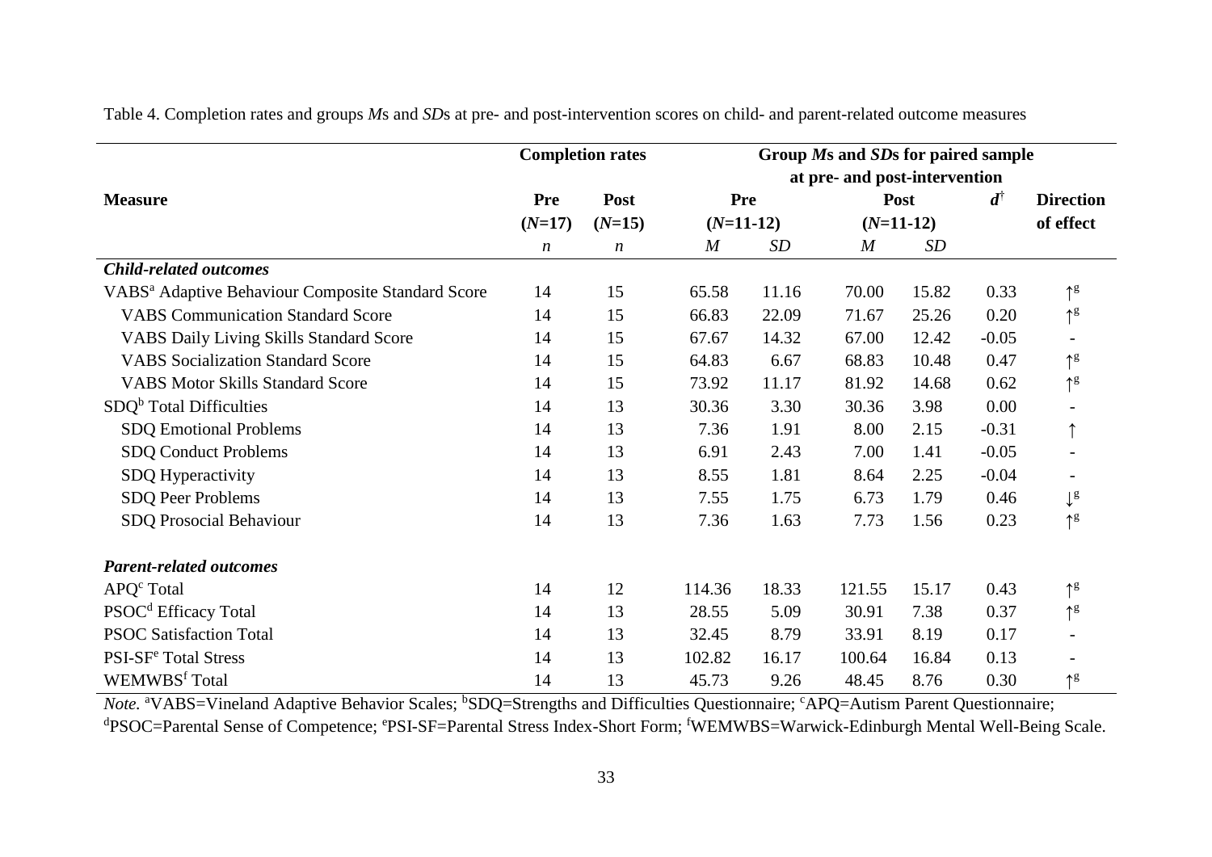Table 4. Completion rates and groups *M*s and *SD*s at pre- and post-intervention scores on child- and parent-related outcome measures

| Measure | Completion rates | | Group *M*s and *SD*s for paired sample at pre- and post-intervention | | | | | |
|---|---|---|---|---|---|---|---|---|
| | Pre (*N*=17) | Post (*N*=15) | Pre (*N*=11-12) | | Post (*N*=11-12) | | $d^{\dagger}$ | Direction of effect |
| | *n* | *n* | *M* | *SD* | *M* | *SD* | | |
| ***Child-related outcomes*** | | | | | | | | |
| VABS[a] Adaptive Behaviour Composite Standard Score | 14 | 15 | 65.58 | 11.16 | 70.00 | 15.82 | 0.33 | ↑[g] |
| VABS Communication Standard Score | 14 | 15 | 66.83 | 22.09 | 71.67 | 25.26 | 0.20 | ↑[g] |
| VABS Daily Living Skills Standard Score | 14 | 15 | 67.67 | 14.32 | 67.00 | 12.42 | -0.05 | - |
| VABS Socialization Standard Score | 14 | 15 | 64.83 | 6.67 | 68.83 | 10.48 | 0.47 | ↑[g] |
| VABS Motor Skills Standard Score | 14 | 15 | 73.92 | 11.17 | 81.92 | 14.68 | 0.62 | ↑[g] |
| SDQ[b] Total Difficulties | 14 | 13 | 30.36 | 3.30 | 30.36 | 3.98 | 0.00 | - |
| SDQ Emotional Problems | 14 | 13 | 7.36 | 1.91 | 8.00 | 2.15 | -0.31 | ↑ |
| SDQ Conduct Problems | 14 | 13 | 6.91 | 2.43 | 7.00 | 1.41 | -0.05 | - |
| SDQ Hyperactivity | 14 | 13 | 8.55 | 1.81 | 8.64 | 2.25 | -0.04 | - |
| SDQ Peer Problems | 14 | 13 | 7.55 | 1.75 | 6.73 | 1.79 | 0.46 | ↓[g] |
| SDQ Prosocial Behaviour | 14 | 13 | 7.36 | 1.63 | 7.73 | 1.56 | 0.23 | ↑[g] |
| ***Parent-related outcomes*** | | | | | | | | |
| APQ[c] Total | 14 | 12 | 114.36 | 18.33 | 121.55 | 15.17 | 0.43 | ↑[g] |
| PSOC[d] Efficacy Total | 14 | 13 | 28.55 | 5.09 | 30.91 | 7.38 | 0.37 | ↑[g] |
| PSOC Satisfaction Total | 14 | 13 | 32.45 | 8.79 | 33.91 | 8.19 | 0.17 | - |
| PSI-SF[e] Total Stress | 14 | 13 | 102.82 | 16.17 | 100.64 | 16.84 | 0.13 | - |
| WEMWBS[f] Total | 14 | 13 | 45.73 | 9.26 | 48.45 | 8.76 | 0.30 | ↑[g] |

*Note.* [a]VABS=Vineland Adaptive Behavior Scales; [b]SDQ=Strengths and Difficulties Questionnaire; [c]APQ=Autism Parent Questionnaire; [d]PSOC=Parental Sense of Competence; [e]PSI-SF=Parental Stress Index-Short Form; [f]WEMWBS=Warwick-Edinburgh Mental Well-Being Scale.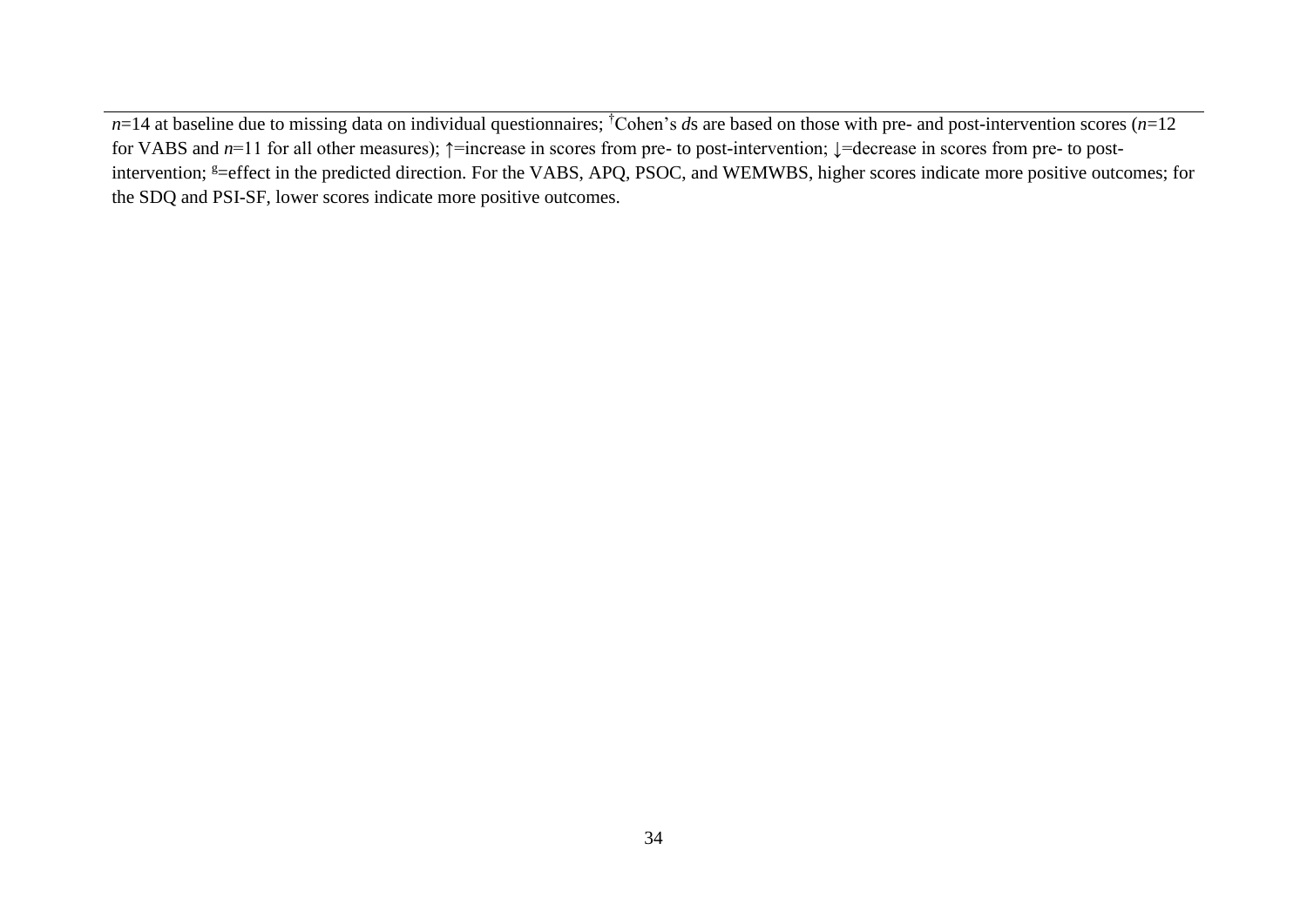$n$=14 at baseline due to missing data on individual questionnaires; [†]Cohen's *d*s are based on those with pre- and post-intervention scores ($n$=12 for VABS and $n$=11 for all other measures); ↑=increase in scores from pre- to post-intervention; ↓=decrease in scores from pre- to post-intervention; [g]=effect in the predicted direction. For the VABS, APQ, PSOC, and WEMWBS, higher scores indicate more positive outcomes; for the SDQ and PSI-SF, lower scores indicate more positive outcomes.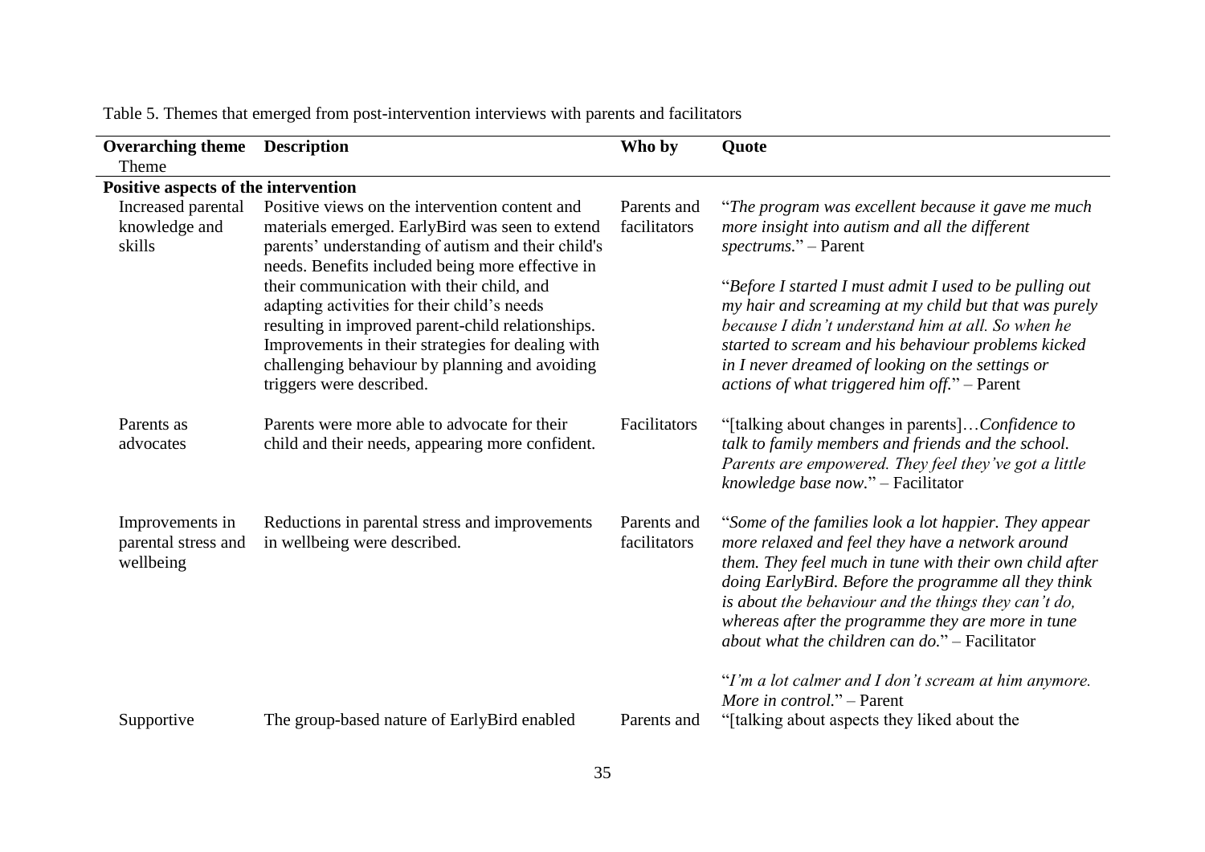Table 5. Themes that emerged from post-intervention interviews with parents and facilitators

| Overarching theme<br>Theme | Description | Who by | Quote |
|---|---|---|---|
| **Positive aspects of the intervention** | | | |
| Increased parental knowledge and skills | Positive views on the intervention content and materials emerged. EarlyBird was seen to extend parents' understanding of autism and their child's needs. Benefits included being more effective in their communication with their child, and adapting activities for their child's needs resulting in improved parent-child relationships. Improvements in their strategies for dealing with challenging behaviour by planning and avoiding triggers were described. | Parents and facilitators | "*The program was excellent because it gave me much more insight into autism and all the different spectrums.*" – Parent<br><br>"*Before I started I must admit I used to be pulling out my hair and screaming at my child but that was purely because I didn't understand him at all. So when he started to scream and his behaviour problems kicked in I never dreamed of looking on the settings or actions of what triggered him off.*" – Parent |
| Parents as advocates | Parents were more able to advocate for their child and their needs, appearing more confident. | Facilitators | "[talking about changes in parents]…*Confidence to talk to family members and friends and the school. Parents are empowered. They feel they've got a little knowledge base now.*" – Facilitator |
| Improvements in parental stress and wellbeing | Reductions in parental stress and improvements in wellbeing were described. | Parents and facilitators | "*Some of the families look a lot happier. They appear more relaxed and feel they have a network around them. They feel much in tune with their own child after doing EarlyBird. Before the programme all they think is about the behaviour and the things they can't do, whereas after the programme they are more in tune about what the children can do.*" – Facilitator<br><br>"*I'm a lot calmer and I don't scream at him anymore. More in control.*" – Parent |
| Supportive | The group-based nature of EarlyBird enabled | Parents and | "[talking about aspects they liked about the |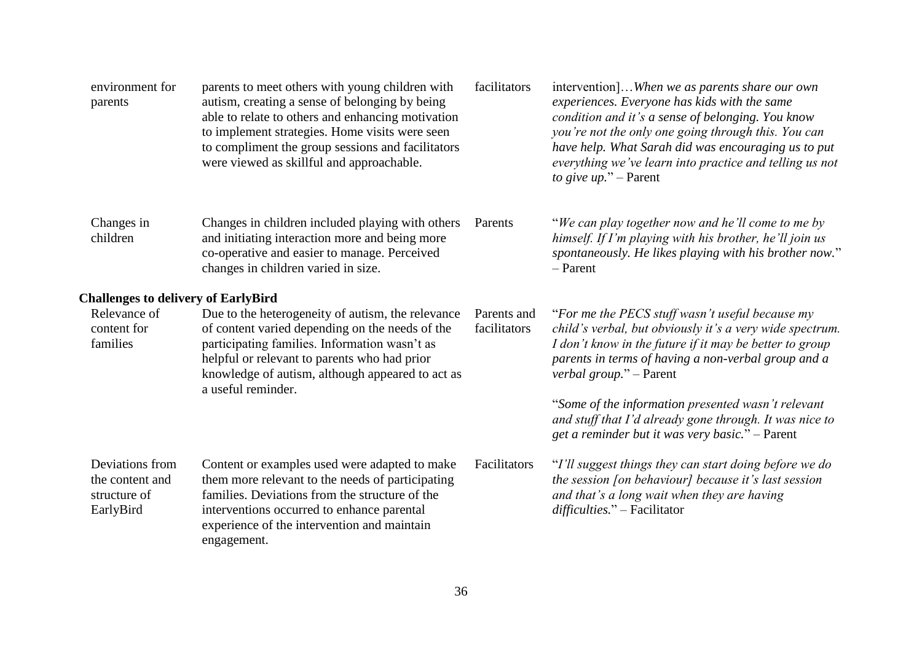| | | | |
|---|---|---|---|
| environment for parents | parents to meet others with young children with autism, creating a sense of belonging by being able to relate to others and enhancing motivation to implement strategies. Home visits were seen to compliment the group sessions and facilitators were viewed as skillful and approachable. | facilitators | intervention]…*When we as parents share our own experiences. Everyone has kids with the same condition and it's a sense of belonging. You know you're not the only one going through this. You can have help. What Sarah did was encouraging us to put everything we've learn into practice and telling us not to give up.*" – Parent |
| Changes in children | Changes in children included playing with others and initiating interaction more and being more co-operative and easier to manage. Perceived changes in children varied in size. | Parents | "*We can play together now and he'll come to me by himself. If I'm playing with his brother, he'll join us spontaneously. He likes playing with his brother now.*" – Parent |
| **Challenges to delivery of EarlyBird** | | | |
| Relevance of content for families | Due to the heterogeneity of autism, the relevance of content varied depending on the needs of the participating families. Information wasn't as helpful or relevant to parents who had prior knowledge of autism, although appeared to act as a useful reminder. | Parents and facilitators | "*For me the PECS stuff wasn't useful because my child's verbal, but obviously it's a very wide spectrum. I don't know in the future if it may be better to group parents in terms of having a non-verbal group and a verbal group.*" – Parent<br><br>"*Some of the information presented wasn't relevant and stuff that I'd already gone through. It was nice to get a reminder but it was very basic.*" – Parent |
| Deviations from the content and structure of EarlyBird | Content or examples used were adapted to make them more relevant to the needs of participating families. Deviations from the structure of the interventions occurred to enhance parental experience of the intervention and maintain engagement. | Facilitators | "*I'll suggest things they can start doing before we do the session [on behaviour] because it's last session and that's a long wait when they are having difficulties.*" – Facilitator |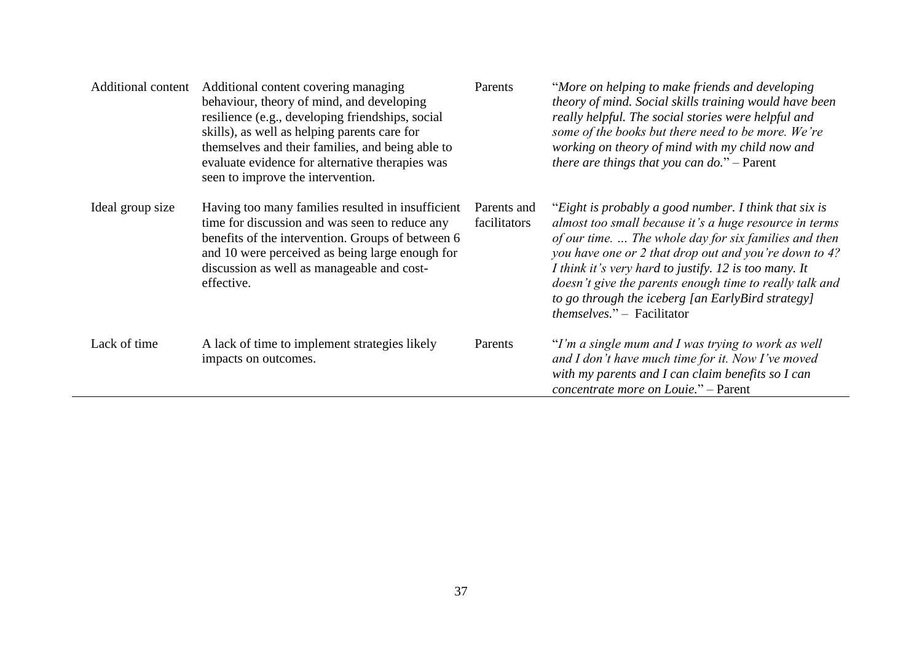| | | | |
|---|---|---|---|
| Additional content | Additional content covering managing behaviour, theory of mind, and developing resilience (e.g., developing friendships, social skills), as well as helping parents care for themselves and their families, and being able to evaluate evidence for alternative therapies was seen to improve the intervention. | Parents | "*More on helping to make friends and developing theory of mind. Social skills training would have been really helpful. The social stories were helpful and some of the books but there need to be more. We're working on theory of mind with my child now and there are things that you can do.*" – Parent |
| Ideal group size | Having too many families resulted in insufficient time for discussion and was seen to reduce any benefits of the intervention. Groups of between 6 and 10 were perceived as being large enough for discussion as well as manageable and cost-effective. | Parents and facilitators | "*Eight is probably a good number. I think that six is almost too small because it's a huge resource in terms of our time. … The whole day for six families and then you have one or 2 that drop out and you're down to 4? I think it's very hard to justify. 12 is too many. It doesn't give the parents enough time to really talk and to go through the iceberg [an EarlyBird strategy] themselves.*" – Facilitator |
| Lack of time | A lack of time to implement strategies likely impacts on outcomes. | Parents | "*I'm a single mum and I was trying to work as well and I don't have much time for it. Now I've moved with my parents and I can claim benefits so I can concentrate more on Louie.*" – Parent |